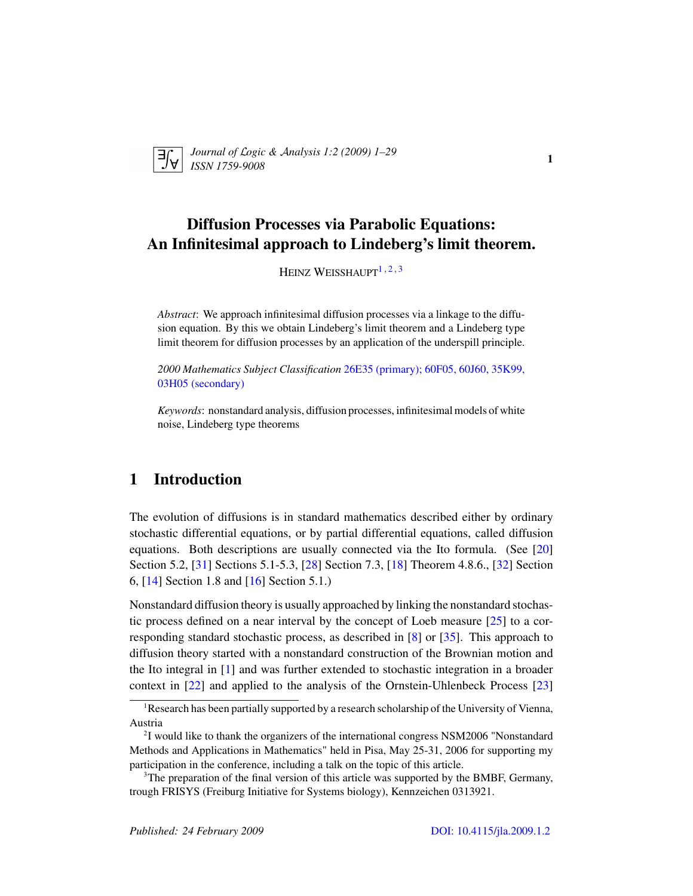# Diffusion Processes via Parabolic Equations: An Infinitesimal approach to Lindeberg's limit theorem.

HEINZ WEISSHAUPT[1,2,3]

*Abstract*: We approach infinitesimal diffusion processes via a linkage to the diffusion equation. By this we obtain Lindeberg's limit theorem and a Lindeberg type limit theorem for diffusion processes by an application of the underspill principle.

*2000 Mathematics Subject Classification* 26E35 (primary); 60F05, 60J60, 35K99, 03H05 (secondary)

*Keywords*: nonstandard analysis, diffusion processes, infinitesimal models of white noise, Lindeberg type theorems

## 1 Introduction

The evolution of diffusions is in standard mathematics described either by ordinary stochastic differential equations, or by partial differential equations, called diffusion equations. Both descriptions are usually connected via the Ito formula. (See [20] Section 5.2, [31] Sections 5.1-5.3, [28] Section 7.3, [18] Theorem 4.8.6., [32] Section 6, [14] Section 1.8 and [16] Section 5.1.)

Nonstandard diffusion theory is usually approached by linking the nonstandard stochastic process defined on a near interval by the concept of Loeb measure [25] to a corresponding standard stochastic process, as described in [8] or [35]. This approach to diffusion theory started with a nonstandard construction of the Brownian motion and the Ito integral in [1] and was further extended to stochastic integration in a broader context in [22] and applied to the analysis of the Ornstein-Uhlenbeck Process [23]

---

[1] Research has been partially supported by a research scholarship of the University of Vienna, Austria

[2] I would like to thank the organizers of the international congress NSM2006 "Nonstandard Methods and Applications in Mathematics" held in Pisa, May 25-31, 2006 for supporting my participation in the conference, including a talk on the topic of this article.

[3] The preparation of the final version of this article was supported by the BMBF, Germany, trough FRISYS (Freiburg Initiative for Systems biology), Kennzeichen 0313921.

Published: 24 February 2009 DOI: 10.4115/jla.2009.1.2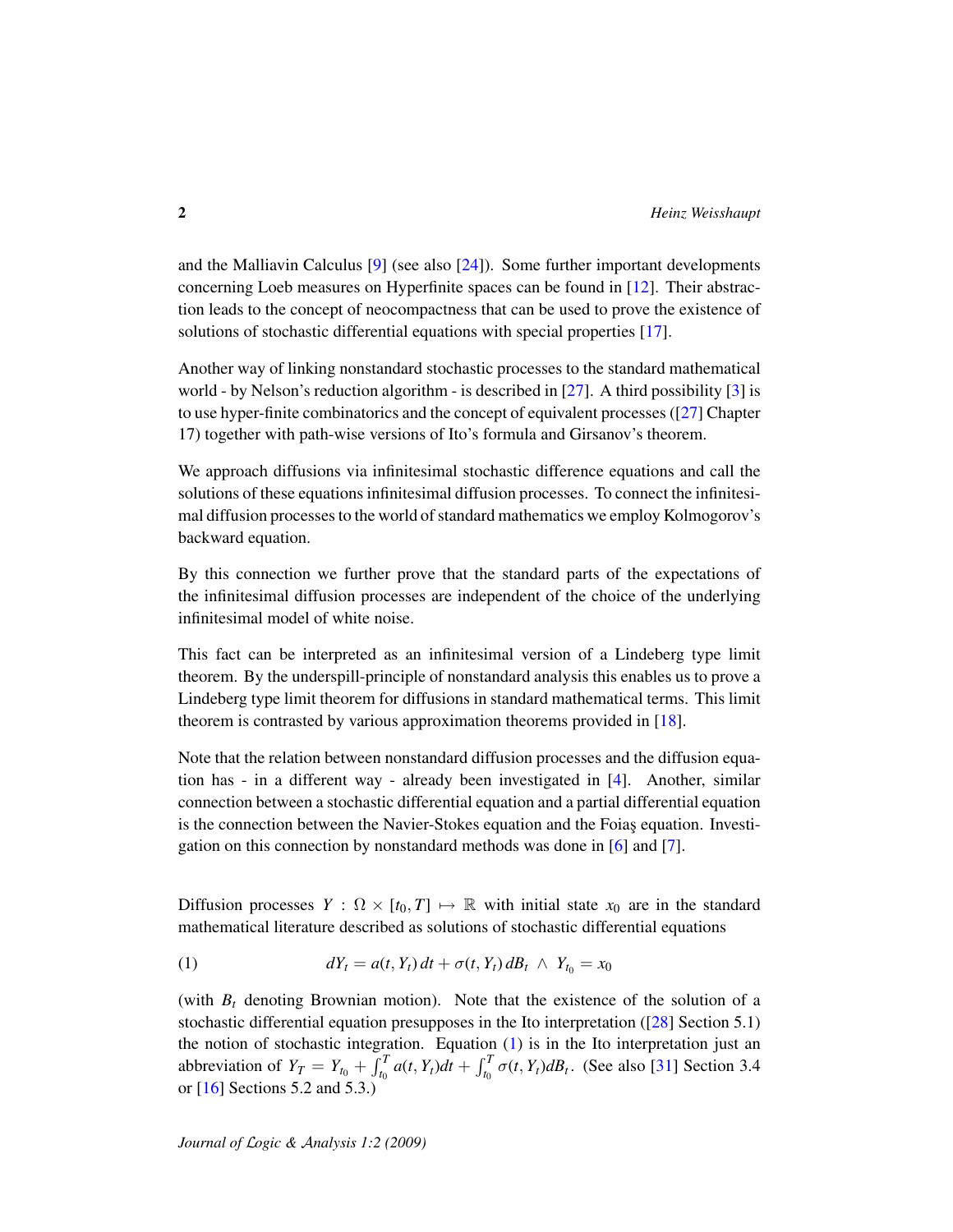and the Malliavin Calculus [9] (see also [24]). Some further important developments concerning Loeb measures on Hyperfinite spaces can be found in [12]. Their abstraction leads to the concept of neocompactness that can be used to prove the existence of solutions of stochastic differential equations with special properties [17].

Another way of linking nonstandard stochastic processes to the standard mathematical world - by Nelson's reduction algorithm - is described in [27]. A third possibility [3] is to use hyper-finite combinatorics and the concept of equivalent processes ([27] Chapter 17) together with path-wise versions of Ito's formula and Girsanov's theorem.

We approach diffusions via infinitesimal stochastic difference equations and call the solutions of these equations infinitesimal diffusion processes. To connect the infinitesimal diffusion processes to the world of standard mathematics we employ Kolmogorov's backward equation.

By this connection we further prove that the standard parts of the expectations of the infinitesimal diffusion processes are independent of the choice of the underlying infinitesimal model of white noise.

This fact can be interpreted as an infinitesimal version of a Lindeberg type limit theorem. By the underspill-principle of nonstandard analysis this enables us to prove a Lindeberg type limit theorem for diffusions in standard mathematical terms. This limit theorem is contrasted by various approximation theorems provided in [18].

Note that the relation between nonstandard diffusion processes and the diffusion equation has - in a different way - already been investigated in [4]. Another, similar connection between a stochastic differential equation and a partial differential equation is the connection between the Navier-Stokes equation and the Foiaş equation. Investigation on this connection by nonstandard methods was done in [6] and [7].

Diffusion processes $Y : \Omega \times [t_0, T] \mapsto \mathbb{R}$ with initial state $x_0$ are in the standard mathematical literature described as solutions of stochastic differential equations

$$dY_t = a(t, Y_t)\, dt + \sigma(t, Y_t)\, dB_t \ \wedge \ Y_{t_0} = x_0 \tag{1}$$

(with $B_t$ denoting Brownian motion). Note that the existence of the solution of a stochastic differential equation presupposes in the Ito interpretation ([28] Section 5.1) the notion of stochastic integration. Equation (1) is in the Ito interpretation just an abbreviation of $Y_T = Y_{t_0} + \int_{t_0}^{T} a(t, Y_t) dt + \int_{t_0}^{T} \sigma(t, Y_t) dB_t$. (See also [31] Section 3.4 or [16] Sections 5.2 and 5.3.)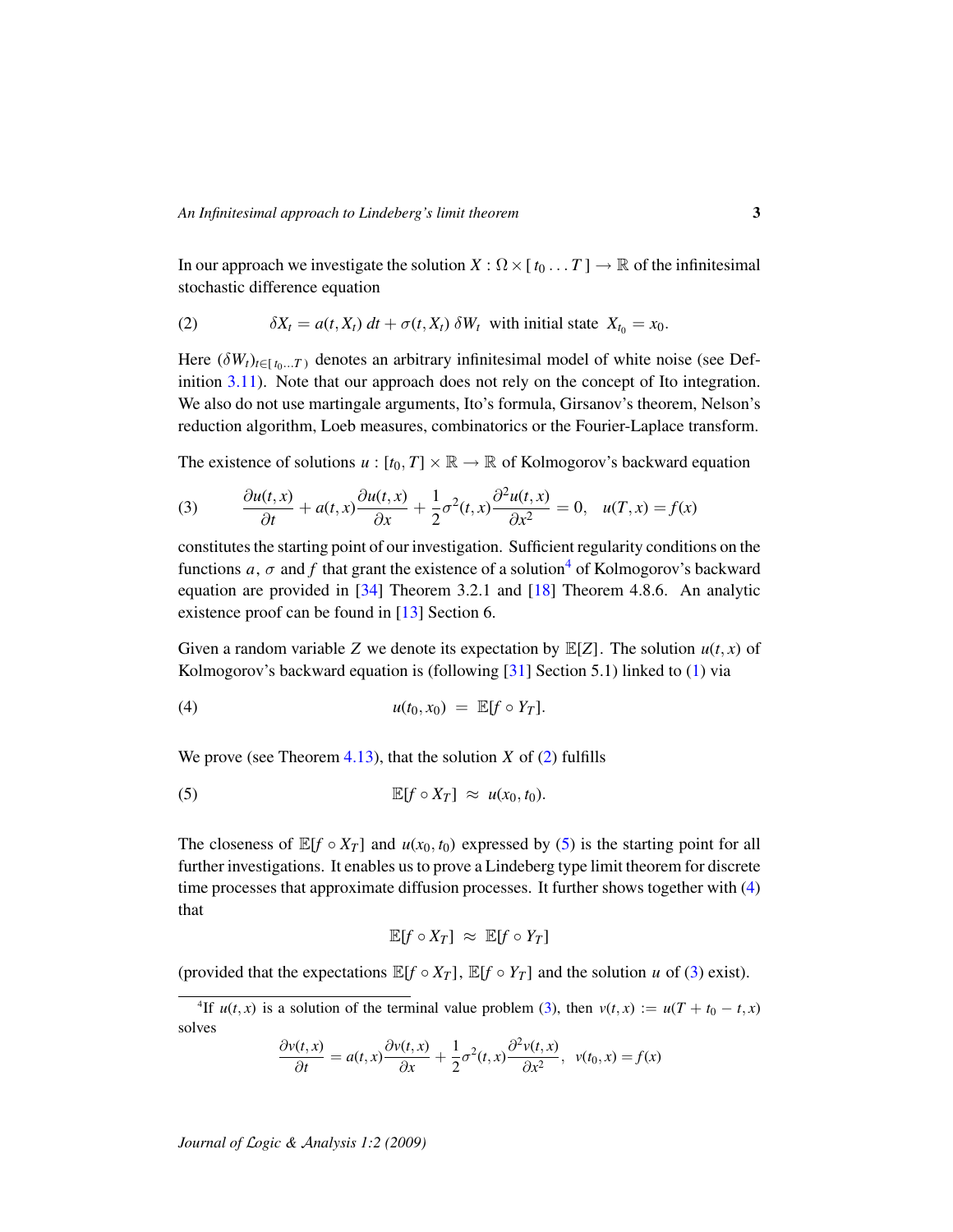In our approach we investigate the solution $X : \Omega \times [\, t_0 \ldots T\,] \to \mathbb{R}$ of the infinitesimal stochastic difference equation

$$\delta X_t = a(t, X_t)\; dt + \sigma(t, X_t)\; \delta W_t \;\text{ with initial state }\; X_{t_0} = x_0. \tag{2}$$

Here $(\delta W_t)_{t \in [\, t_0 \ldots T\,)}$ denotes an arbitrary infinitesimal model of white noise (see Definition 3.11). Note that our approach does not rely on the concept of Ito integration. We also do not use martingale arguments, Ito's formula, Girsanov's theorem, Nelson's reduction algorithm, Loeb measures, combinatorics or the Fourier-Laplace transform.

The existence of solutions $u : [t_0, T] \times \mathbb{R} \to \mathbb{R}$ of Kolmogorov's backward equation

$$\frac{\partial u(t,x)}{\partial t} + a(t,x)\frac{\partial u(t,x)}{\partial x} + \frac{1}{2}\sigma^2(t,x)\frac{\partial^2 u(t,x)}{\partial x^2} = 0, \quad u(T,x) = f(x) \tag{3}$$

constitutes the starting point of our investigation. Sufficient regularity conditions on the functions $a$, $\sigma$ and $f$ that grant the existence of a solution[4] of Kolmogorov's backward equation are provided in [34] Theorem 3.2.1 and [18] Theorem 4.8.6. An analytic existence proof can be found in [13] Section 6.

Given a random variable $Z$ we denote its expectation by $\mathbb{E}[Z]$. The solution $u(t,x)$ of Kolmogorov's backward equation is (following [31] Section 5.1) linked to (1) via

$$u(t_0, x_0) \;=\; \mathbb{E}[f \circ Y_T]. \tag{4}$$

We prove (see Theorem 4.13), that the solution $X$ of (2) fulfills

$$\mathbb{E}[f \circ X_T] \;\approx\; u(x_0, t_0). \tag{5}$$

The closeness of $\mathbb{E}[f \circ X_T]$ and $u(x_0, t_0)$ expressed by (5) is the starting point for all further investigations. It enables us to prove a Lindeberg type limit theorem for discrete time processes that approximate diffusion processes. It further shows together with (4) that

$$\mathbb{E}[f \circ X_T] \;\approx\; \mathbb{E}[f \circ Y_T]$$

(provided that the expectations $\mathbb{E}[f \circ X_T]$, $\mathbb{E}[f \circ Y_T]$ and the solution $u$ of (3) exist).

---

[4] If $u(t,x)$ is a solution of the terminal value problem (3), then $v(t,x) := u(T + t_0 - t, x)$ solves

$$\frac{\partial v(t,x)}{\partial t} = a(t,x)\frac{\partial v(t,x)}{\partial x} + \frac{1}{2}\sigma^2(t,x)\frac{\partial^2 v(t,x)}{\partial x^2}, \;\; v(t_0, x) = f(x)$$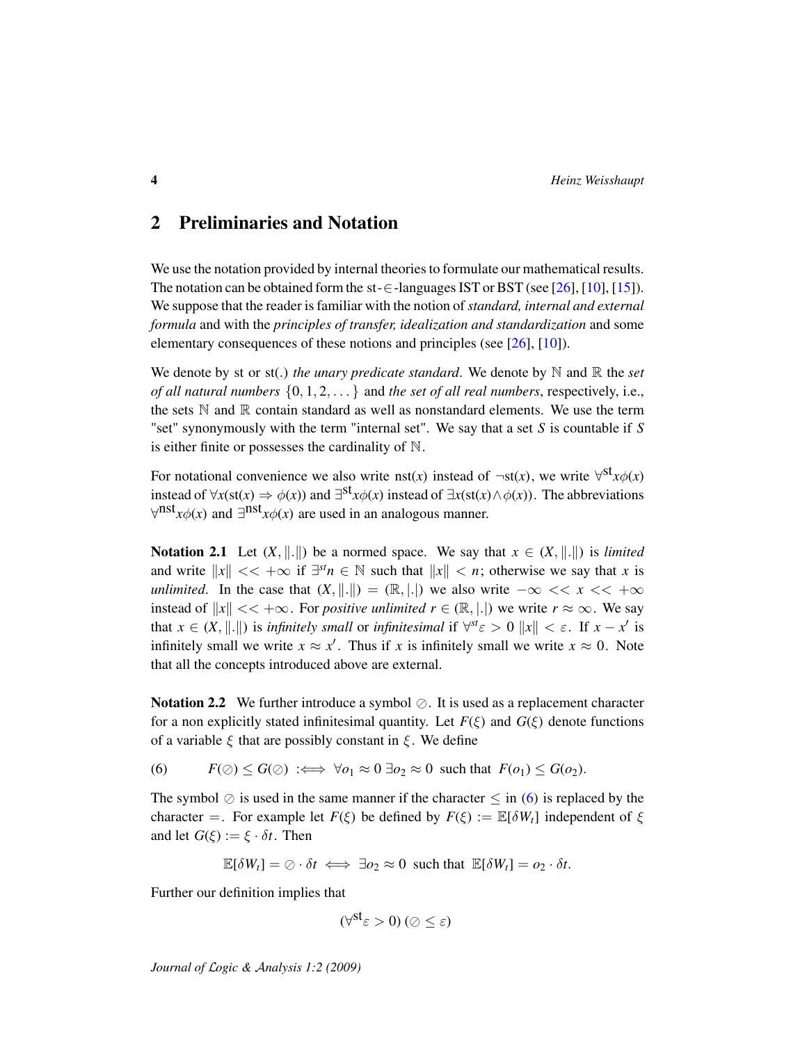## 2 Preliminaries and Notation

We use the notation provided by internal theories to formulate our mathematical results. The notation can be obtained form the st-$\in$-languages IST or BST (see [26], [10], [15]). We suppose that the reader is familiar with the notion of *standard, internal and external formula* and with the *principles of transfer, idealization and standardization* and some elementary consequences of these notions and principles (see [26], [10]).

We denote by st or st(.) *the unary predicate standard*. We denote by $\mathbb{N}$ and $\mathbb{R}$ the *set of all natural numbers* $\{0, 1, 2, \dots\}$ and *the set of all real numbers*, respectively, i.e., the sets $\mathbb{N}$ and $\mathbb{R}$ contain standard as well as nonstandard elements. We use the term "set" synonymously with the term "internal set". We say that a set $S$ is countable if $S$ is either finite or possesses the cardinality of $\mathbb{N}$.

For notational convenience we also write $\mathrm{nst}(x)$ instead of $\neg\mathrm{st}(x)$, we write $\forall^{\mathrm{st}} x\phi(x)$ instead of $\forall x(\mathrm{st}(x) \Rightarrow \phi(x))$ and $\exists^{\mathrm{st}} x\phi(x)$ instead of $\exists x(\mathrm{st}(x) \wedge \phi(x))$. The abbreviations $\forall^{\mathrm{nst}} x\phi(x)$ and $\exists^{\mathrm{nst}} x\phi(x)$ are used in an analogous manner.

**Notation 2.1** Let $(X, \|.\|)$ be a normed space. We say that $x \in (X, \|.\|)$ is *limited* and write $\|x\| << +\infty$ if $\exists^{st} n \in \mathbb{N}$ such that $\|x\| < n$; otherwise we say that $x$ is *unlimited*. In the case that $(X, \|.\|) = (\mathbb{R}, |.|)$ we also write $-\infty << x << +\infty$ instead of $\|x\| << +\infty$. For *positive unlimited* $r \in (\mathbb{R}, |.|)$ we write $r \approx \infty$. We say that $x \in (X, \|.\|)$ is *infinitely small* or *infinitesimal* if $\forall^{st} \varepsilon > 0 \; \|x\| < \varepsilon$. If $x - x'$ is infinitely small we write $x \approx x'$. Thus if $x$ is infinitely small we write $x \approx 0$. Note that all the concepts introduced above are external.

**Notation 2.2** We further introduce a symbol $\oslash$. It is used as a replacement character for a non explicitly stated infinitesimal quantity. Let $F(\xi)$ and $G(\xi)$ denote functions of a variable $\xi$ that are possibly constant in $\xi$. We define

$$(6) \qquad F(\oslash) \leq G(\oslash) \;:\Longleftrightarrow\; \forall o_1 \approx 0 \; \exists o_2 \approx 0 \; \text{ such that } \; F(o_1) \leq G(o_2).$$

The symbol $\oslash$ is used in the same manner if the character $\leq$ in (6) is replaced by the character $=$. For example let $F(\xi)$ be defined by $F(\xi) := \mathbb{E}[\delta W_t]$ independent of $\xi$ and let $G(\xi) := \xi \cdot \delta t$. Then

$$\mathbb{E}[\delta W_t] = \oslash \cdot \delta t \iff \exists o_2 \approx 0 \; \text{ such that } \; \mathbb{E}[\delta W_t] = o_2 \cdot \delta t.$$

Further our definition implies that

$$(\forall^{\mathrm{st}} \varepsilon > 0) \, (\oslash \leq \varepsilon)$$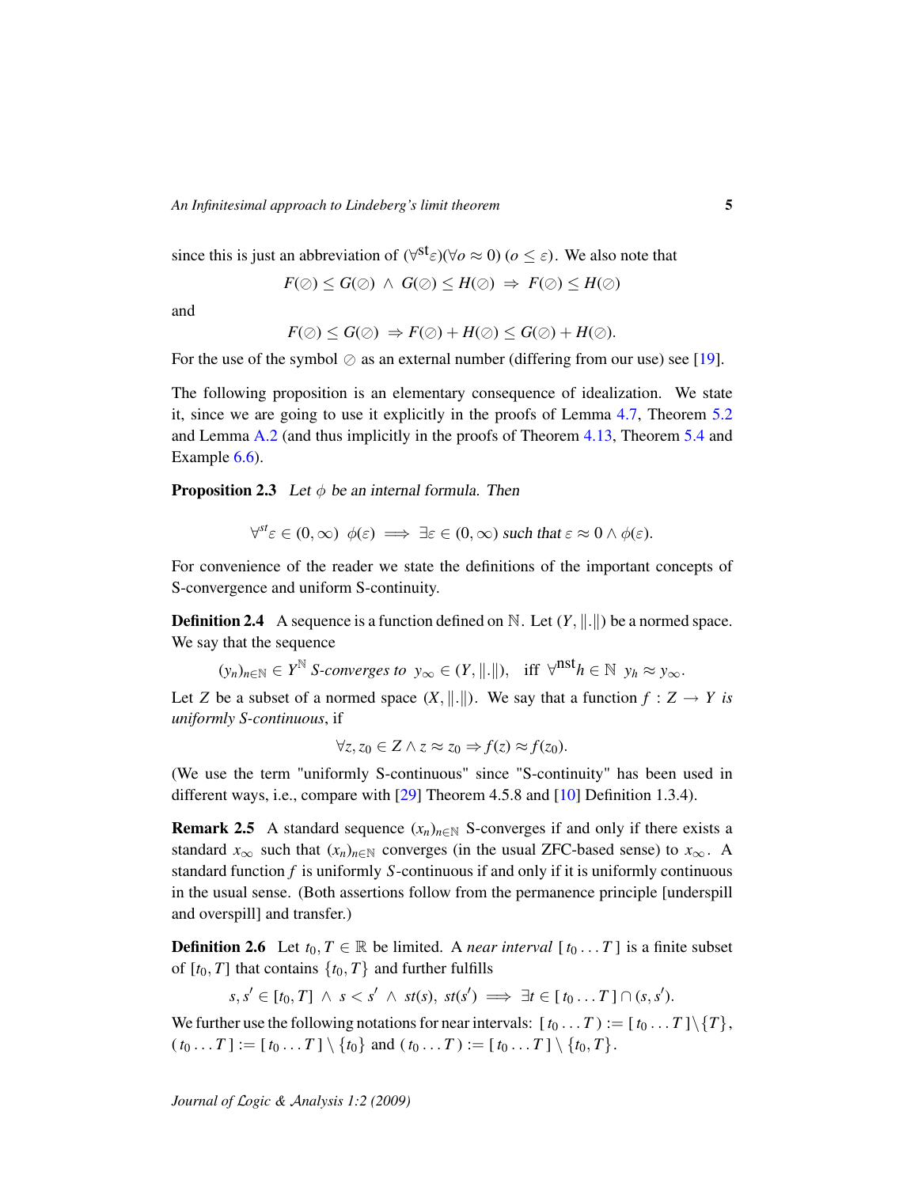since this is just an abbreviation of $(\forall^{\mathrm{st}}\varepsilon)(\forall o \approx 0)\ (o \leq \varepsilon)$. We also note that

$$F(\oslash) \leq G(\oslash) \ \wedge \ G(\oslash) \leq H(\oslash) \ \Rightarrow \ F(\oslash) \leq H(\oslash)$$

and

$$F(\oslash) \leq G(\oslash) \ \Rightarrow F(\oslash) + H(\oslash) \leq G(\oslash) + H(\oslash).$$

For the use of the symbol $\oslash$ as an external number (differing from our use) see [19].

The following proposition is an elementary consequence of idealization. We state it, since we are going to use it explicitly in the proofs of Lemma 4.7, Theorem 5.2 and Lemma A.2 (and thus implicitly in the proofs of Theorem 4.13, Theorem 5.4 and Example 6.6).

**Proposition 2.3** *Let $\phi$ be an internal formula. Then*

$$\forall^{st}\varepsilon \in (0,\infty) \ \ \phi(\varepsilon) \implies \exists \varepsilon \in (0,\infty) \text{ such that } \varepsilon \approx 0 \wedge \phi(\varepsilon).$$

For convenience of the reader we state the definitions of the important concepts of S-convergence and uniform S-continuity.

**Definition 2.4** A sequence is a function defined on $\mathbb{N}$. Let $(Y, \|.\|)$ be a normed space. We say that the sequence

$$(y_n)_{n\in\mathbb{N}} \in Y^{\mathbb{N}} \textit{ S-converges to } \ y_\infty \in (Y, \|.\|), \quad \text{iff } \ \forall^{\mathrm{nst}} h \in \mathbb{N} \ \ y_h \approx y_\infty.$$

Let $Z$ be a subset of a normed space $(X, \|.\|)$. We say that a function $f : Z \to Y$ *is uniformly S-continuous*, if

$$\forall z, z_0 \in Z \wedge z \approx z_0 \Rightarrow f(z) \approx f(z_0).$$

(We use the term "uniformly S-continuous" since "S-continuity" has been used in different ways, i.e., compare with [29] Theorem 4.5.8 and [10] Definition 1.3.4).

**Remark 2.5** A standard sequence $(x_n)_{n\in\mathbb{N}}$ S-converges if and only if there exists a standard $x_\infty$ such that $(x_n)_{n\in\mathbb{N}}$ converges (in the usual ZFC-based sense) to $x_\infty$. A standard function $f$ is uniformly $S$-continuous if and only if it is uniformly continuous in the usual sense. (Both assertions follow from the permanence principle [underspill and overspill] and transfer.)

**Definition 2.6** Let $t_0, T \in \mathbb{R}$ be limited. A *near interval* $[\, t_0 \ldots T\,]$ is a finite subset of $[t_0, T]$ that contains $\{t_0, T\}$ and further fulfills

$$s, s' \in [t_0, T] \ \wedge \ s < s' \ \wedge \ st(s), \ st(s') \implies \exists t \in [\, t_0 \ldots T\,] \cap (s, s').$$

We further use the following notations for near intervals: $[\, t_0 \ldots T\,) := [\, t_0 \ldots T\,] \backslash \{T\}$, $(\, t_0 \ldots T\,] := [\, t_0 \ldots T\,] \setminus \{t_0\}$ and $(\, t_0 \ldots T\,) := [\, t_0 \ldots T\,] \setminus \{t_0, T\}$.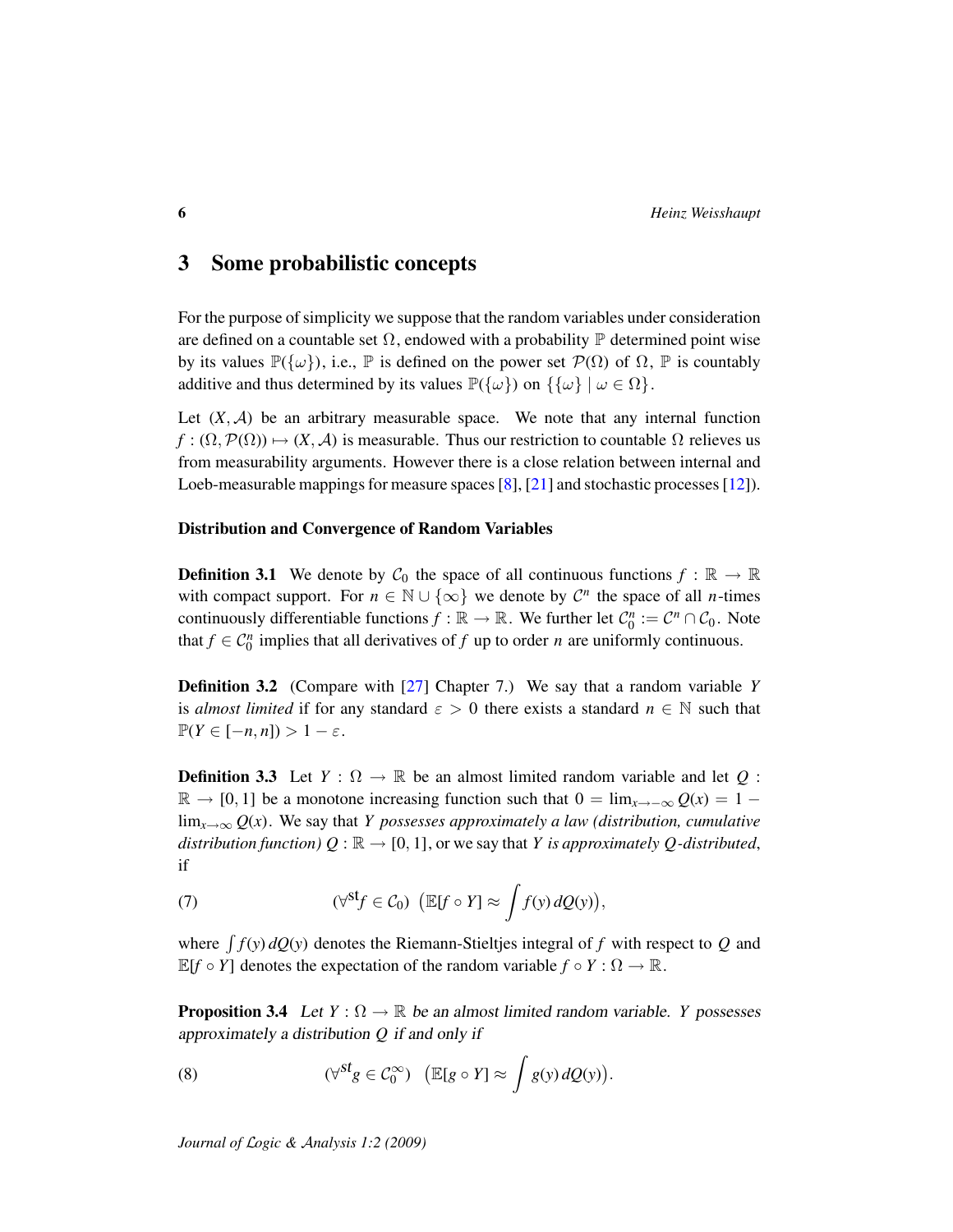## 3 Some probabilistic concepts

For the purpose of simplicity we suppose that the random variables under consideration are defined on a countable set $\Omega$, endowed with a probability $\mathbb{P}$ determined point wise by its values $\mathbb{P}(\{\omega\})$, i.e., $\mathbb{P}$ is defined on the power set $\mathcal{P}(\Omega)$ of $\Omega$, $\mathbb{P}$ is countably additive and thus determined by its values $\mathbb{P}(\{\omega\})$ on $\{\{\omega\} \mid \omega \in \Omega\}$.

Let $(X, \mathcal{A})$ be an arbitrary measurable space. We note that any internal function $f : (\Omega, \mathcal{P}(\Omega)) \mapsto (X, \mathcal{A})$ is measurable. Thus our restriction to countable $\Omega$ relieves us from measurability arguments. However there is a close relation between internal and Loeb-measurable mappings for measure spaces [8], [21] and stochastic processes [12]).

#### Distribution and Convergence of Random Variables

**Definition 3.1** We denote by $\mathcal{C}_0$ the space of all continuous functions $f : \mathbb{R} \to \mathbb{R}$ with compact support. For $n \in \mathbb{N} \cup \{\infty\}$ we denote by $\mathcal{C}^n$ the space of all $n$-times continuously differentiable functions $f : \mathbb{R} \to \mathbb{R}$. We further let $\mathcal{C}_0^n := \mathcal{C}^n \cap \mathcal{C}_0$. Note that $f \in \mathcal{C}_0^n$ implies that all derivatives of $f$ up to order $n$ are uniformly continuous.

**Definition 3.2** (Compare with [27] Chapter 7.) We say that a random variable $Y$ is *almost limited* if for any standard $\varepsilon > 0$ there exists a standard $n \in \mathbb{N}$ such that $\mathbb{P}(Y \in [-n, n]) > 1 - \varepsilon$.

**Definition 3.3** Let $Y : \Omega \to \mathbb{R}$ be an almost limited random variable and let $Q : \mathbb{R} \to [0, 1]$ be a monotone increasing function such that $0 = \lim_{x\to-\infty} Q(x) = 1 - \lim_{x\to\infty} Q(x)$. We say that *$Y$ possesses approximately a law (distribution, cumulative distribution function) $Q : \mathbb{R} \to [0, 1]$*, or we say that *$Y$ is approximately $Q$-distributed*, if

$$(\forall^{\mathrm{st}} f \in \mathcal{C}_0) \ \left(\mathbb{E}[f \circ Y] \approx \int f(y)\, dQ(y)\right), \tag{7}$$

where $\int f(y)\, dQ(y)$ denotes the Riemann-Stieltjes integral of $f$ with respect to $Q$ and $\mathbb{E}[f \circ Y]$ denotes the expectation of the random variable $f \circ Y : \Omega \to \mathbb{R}$.

**Proposition 3.4** *Let $Y : \Omega \to \mathbb{R}$ be an almost limited random variable. $Y$ possesses approximately a distribution $Q$ if and only if*

$$(\forall^{\mathrm{st}} g \in \mathcal{C}_0^\infty) \ \left(\mathbb{E}[g \circ Y] \approx \int g(y)\, dQ(y)\right). \tag{8}$$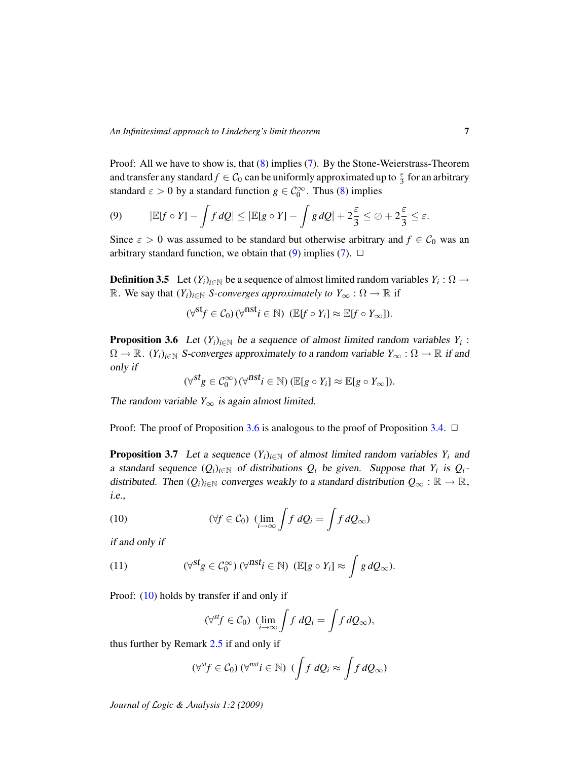Proof: All we have to show is, that (8) implies (7). By the Stone-Weierstrass-Theorem and transfer any standard $f \in \mathcal{C}_0$ can be uniformly approximated up to $\frac{\varepsilon}{3}$ for an arbitrary standard $\varepsilon > 0$ by a standard function $g \in \mathcal{C}_0^\infty$. Thus (8) implies

$$
(9) \qquad |\mathbb{E}[f \circ Y] - \int f \, dQ| \leq |\mathbb{E}[g \circ Y] - \int g \, dQ| + 2\frac{\varepsilon}{3} \leq \oslash + 2\frac{\varepsilon}{3} \leq \varepsilon.
$$

Since $\varepsilon > 0$ was assumed to be standard but otherwise arbitrary and $f \in \mathcal{C}_0$ was an arbitrary standard function, we obtain that (9) implies (7). □

**Definition 3.5** Let $(Y_i)_{i\in\mathbb{N}}$ be a sequence of almost limited random variables $Y_i : \Omega \to \mathbb{R}$. We say that $(Y_i)_{i\in\mathbb{N}}$ *S-converges approximately to* $Y_\infty : \Omega \to \mathbb{R}$ if

$$
(\forall^{\mathrm{st}} f \in \mathcal{C}_0)\,(\forall^{\mathrm{nst}} i \in \mathbb{N})\;(\mathbb{E}[f \circ Y_i] \approx \mathbb{E}[f \circ Y_\infty]).
$$

**Proposition 3.6** *Let $(Y_i)_{i\in\mathbb{N}}$ be a sequence of almost limited random variables $Y_i : \Omega \to \mathbb{R}$. $(Y_i)_{i\in\mathbb{N}}$ S-converges approximately to a random variable $Y_\infty : \Omega \to \mathbb{R}$ if and only if*

$$
(\forall^{st} g \in \mathcal{C}_0^\infty)\,(\forall^{\mathrm{nst}} i \in \mathbb{N})\;(\mathbb{E}[g \circ Y_i] \approx \mathbb{E}[g \circ Y_\infty]).
$$

*The random variable $Y_\infty$ is again almost limited.*

Proof: The proof of Proposition 3.6 is analogous to the proof of Proposition 3.4. □

**Proposition 3.7** *Let a sequence $(Y_i)_{i\in\mathbb{N}}$ of almost limited random variables $Y_i$ and a standard sequence $(Q_i)_{i\in\mathbb{N}}$ of distributions $Q_i$ be given. Suppose that $Y_i$ is $Q_i$-distributed. Then $(Q_i)_{i\in\mathbb{N}}$ converges weakly to a standard distribution $Q_\infty : \mathbb{R} \to \mathbb{R}$, i.e.,*

$$
(10) \qquad (\forall f \in \mathcal{C}_0)\;(\lim_{i\to\infty} \int f \, dQ_i = \int f \, dQ_\infty)
$$

*if and only if*

$$
(11) \qquad (\forall^{st} g \in \mathcal{C}_0^\infty)\,(\forall^{\mathrm{nst}} i \in \mathbb{N})\;(\mathbb{E}[g \circ Y_i] \approx \int g \, dQ_\infty).
$$

Proof: (10) holds by transfer if and only if

$$
(\forall^{st} f \in \mathcal{C}_0)\;(\lim_{i\to\infty} \int f \, dQ_i = \int f \, dQ_\infty),
$$

thus further by Remark 2.5 if and only if

$$
(\forall^{st} f \in \mathcal{C}_0)\,(\forall^{nst} i \in \mathbb{N})\;(\int f \, dQ_i \approx \int f \, dQ_\infty)
$$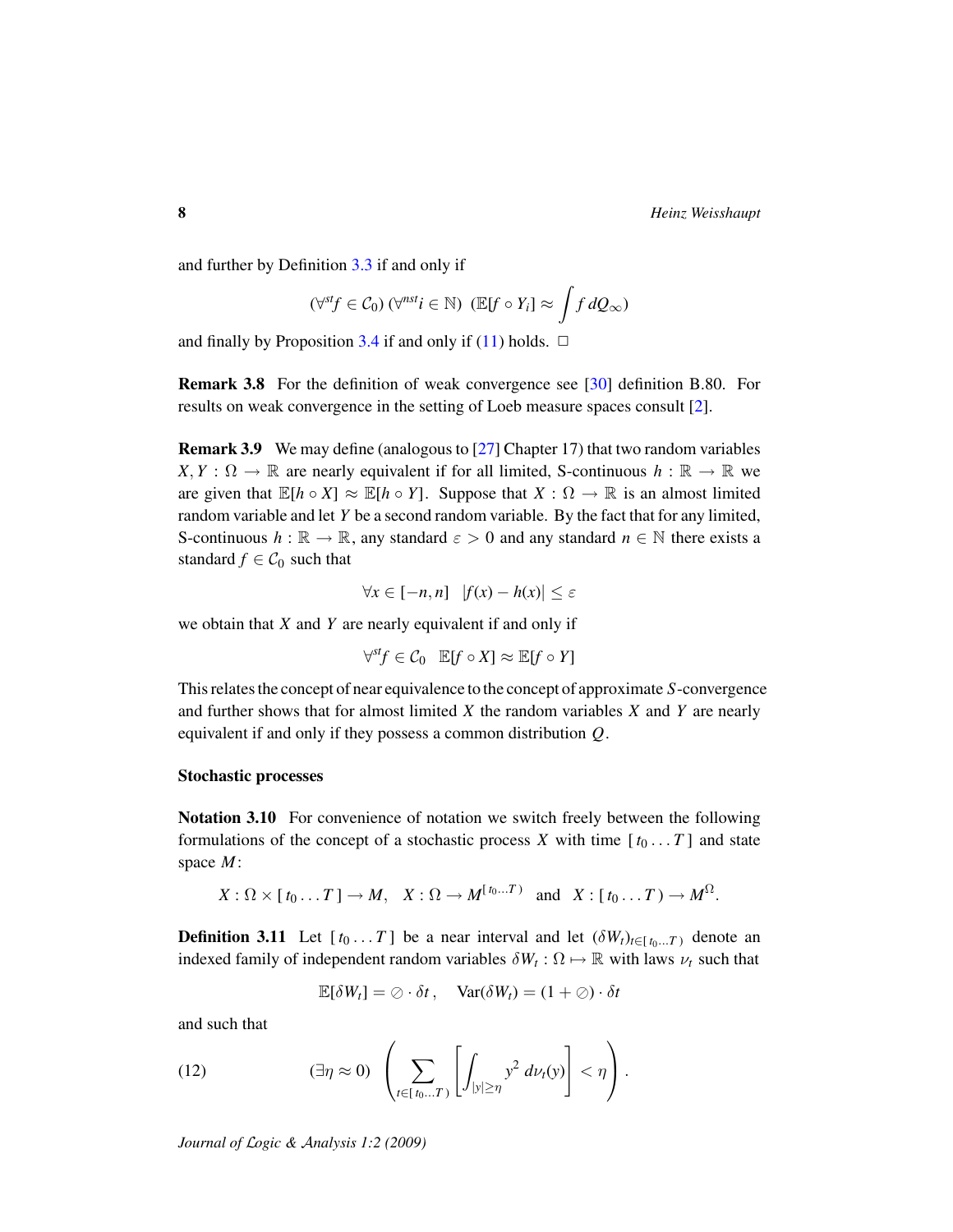and further by Definition 3.3 if and only if

$$(\forall^{st} f \in \mathcal{C}_0)\ (\forall^{nst} i \in \mathbb{N})\ \left(\mathbb{E}[f \circ Y_i] \approx \int f \, dQ_\infty\right)$$

and finally by Proposition 3.4 if and only if (11) holds. □

**Remark 3.8** For the definition of weak convergence see [30] definition B.80. For results on weak convergence in the setting of Loeb measure spaces consult [2].

**Remark 3.9** We may define (analogous to [27] Chapter 17) that two random variables $X, Y : \Omega \to \mathbb{R}$ are nearly equivalent if for all limited, S-continuous $h : \mathbb{R} \to \mathbb{R}$ we are given that $\mathbb{E}[h \circ X] \approx \mathbb{E}[h \circ Y]$. Suppose that $X : \Omega \to \mathbb{R}$ is an almost limited random variable and let $Y$ be a second random variable. By the fact that for any limited, S-continuous $h : \mathbb{R} \to \mathbb{R}$, any standard $\varepsilon > 0$ and any standard $n \in \mathbb{N}$ there exists a standard $f \in \mathcal{C}_0$ such that

$$\forall x \in [-n, n] \quad |f(x) - h(x)| \le \varepsilon$$

we obtain that $X$ and $Y$ are nearly equivalent if and only if

$$\forall^{st} f \in \mathcal{C}_0 \quad \mathbb{E}[f \circ X] \approx \mathbb{E}[f \circ Y]$$

This relates the concept of near equivalence to the concept of approximate $S$-convergence and further shows that for almost limited $X$ the random variables $X$ and $Y$ are nearly equivalent if and only if they possess a common distribution $Q$.

### Stochastic processes

**Notation 3.10** For convenience of notation we switch freely between the following formulations of the concept of a stochastic process $X$ with time $[\, t_0 \ldots T\,]$ and state space $M$:

$$X : \Omega \times [\, t_0 \ldots T\,] \to M, \quad X : \Omega \to M^{[\, t_0 \ldots T\,)} \quad \text{and} \quad X : [\, t_0 \ldots T\,) \to M^{\Omega}.$$

**Definition 3.11** Let $[\, t_0 \ldots T\,]$ be a near interval and let $(\delta W_t)_{t \in [\, t_0 \ldots T\,)}$ denote an indexed family of independent random variables $\delta W_t : \Omega \mapsto \mathbb{R}$ with laws $\nu_t$ such that

$$\mathbb{E}[\delta W_t] = \oslash \cdot \delta t\,, \quad \mathrm{Var}(\delta W_t) = (1 + \oslash) \cdot \delta t$$

and such that

$$(\exists \eta \approx 0)\ \left( \sum_{t \in [\, t_0 \ldots T\,)} \left[ \int_{|y| \ge \eta} y^2 \, d\nu_t(y) \right] < \eta \right). \tag{12}$$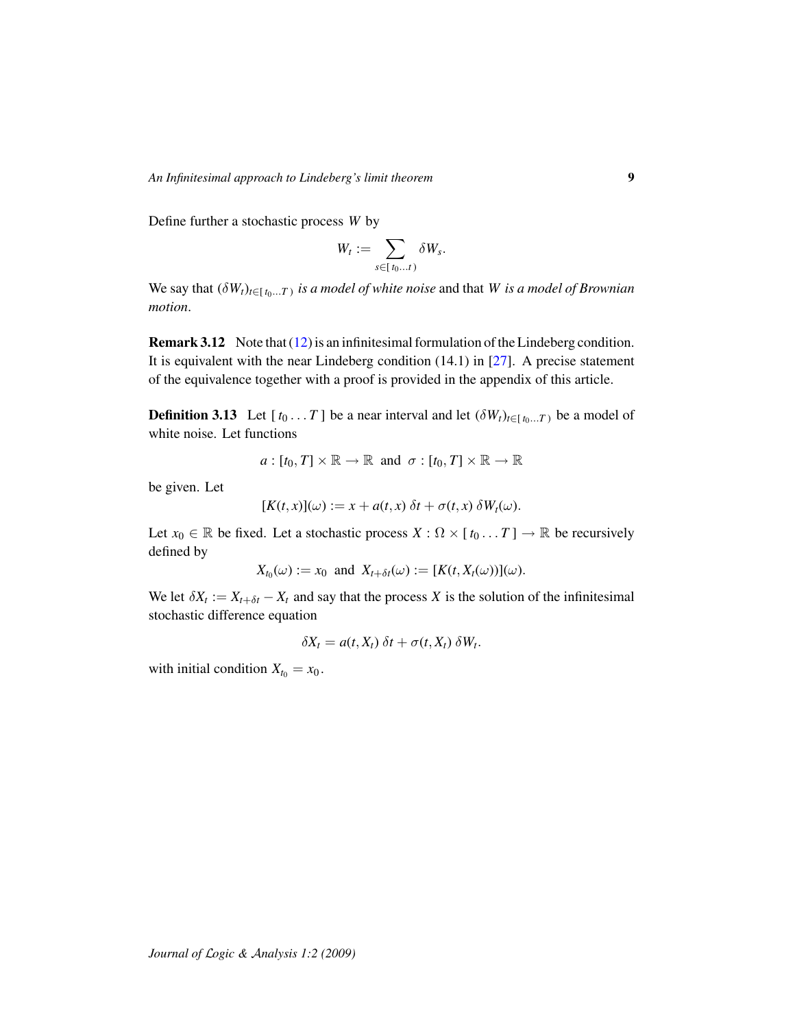Define further a stochastic process $W$ by

$$W_t := \sum_{s \in [\, t_0 \ldots t\,)} \delta W_s.$$

We say that $(\delta W_t)_{t \in [\, t_0 \ldots T\,)}$ *is a model of white noise* and that $W$ *is a model of Brownian motion*.

**Remark 3.12** Note that (12) is an infinitesimal formulation of the Lindeberg condition. It is equivalent with the near Lindeberg condition (14.1) in [27]. A precise statement of the equivalence together with a proof is provided in the appendix of this article.

**Definition 3.13** Let $[\, t_0 \ldots T\,]$ be a near interval and let $(\delta W_t)_{t \in [\, t_0 \ldots T\,)}$ be a model of white noise. Let functions

$$a : [t_0, T] \times \mathbb{R} \to \mathbb{R} \text{ and } \sigma : [t_0, T] \times \mathbb{R} \to \mathbb{R}$$

be given. Let

$$[K(t,x)](\omega) := x + a(t,x)\,\delta t + \sigma(t,x)\,\delta W_t(\omega).$$

Let $x_0 \in \mathbb{R}$ be fixed. Let a stochastic process $X : \Omega \times [\, t_0 \ldots T\,] \to \mathbb{R}$ be recursively defined by

$$X_{t_0}(\omega) := x_0 \text{ and } X_{t+\delta t}(\omega) := [K(t, X_t(\omega))](\omega).$$

We let $\delta X_t := X_{t+\delta t} - X_t$ and say that the process $X$ is the solution of the infinitesimal stochastic difference equation

$$\delta X_t = a(t, X_t)\,\delta t + \sigma(t, X_t)\,\delta W_t.$$

with initial condition $X_{t_0} = x_0$.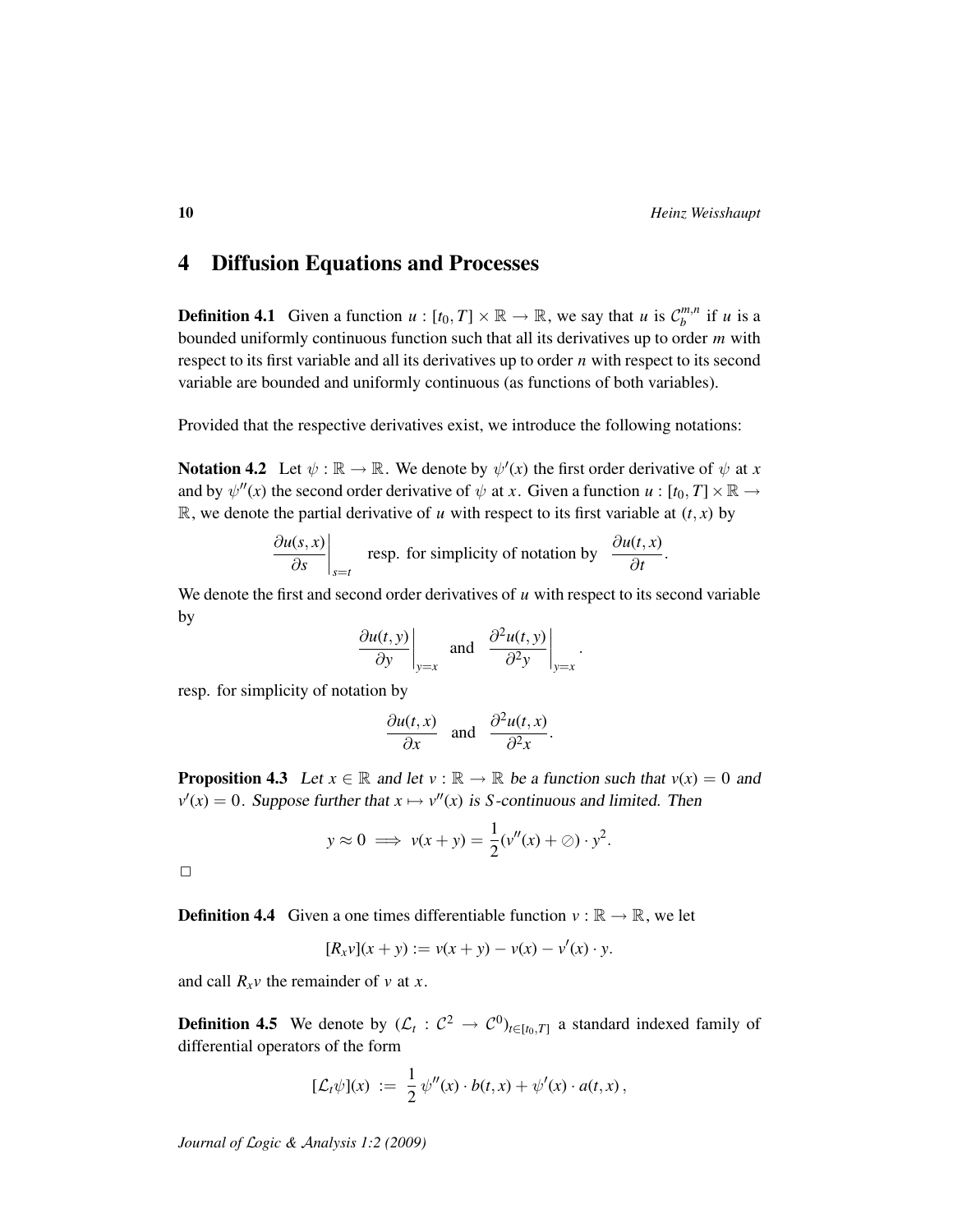## 4 Diffusion Equations and Processes

**Definition 4.1** Given a function $u : [t_0, T] \times \mathbb{R} \to \mathbb{R}$, we say that $u$ is $\mathcal{C}_b^{m,n}$ if $u$ is a bounded uniformly continuous function such that all its derivatives up to order $m$ with respect to its first variable and all its derivatives up to order $n$ with respect to its second variable are bounded and uniformly continuous (as functions of both variables).

Provided that the respective derivatives exist, we introduce the following notations:

**Notation 4.2** Let $\psi : \mathbb{R} \to \mathbb{R}$. We denote by $\psi'(x)$ the first order derivative of $\psi$ at $x$ and by $\psi''(x)$ the second order derivative of $\psi$ at $x$. Given a function $u : [t_0, T] \times \mathbb{R} \to \mathbb{R}$, we denote the partial derivative of $u$ with respect to its first variable at $(t, x)$ by

$$\left.\frac{\partial u(s,x)}{\partial s}\right|_{s=t} \quad \text{resp. for simplicity of notation by} \quad \frac{\partial u(t,x)}{\partial t}.$$

We denote the first and second order derivatives of $u$ with respect to its second variable by

$$\left.\frac{\partial u(t,y)}{\partial y}\right|_{y=x} \quad \text{and} \quad \left.\frac{\partial^2 u(t,y)}{\partial^2 y}\right|_{y=x}.$$

resp. for simplicity of notation by

$$\frac{\partial u(t,x)}{\partial x} \quad \text{and} \quad \frac{\partial^2 u(t,x)}{\partial^2 x}.$$

**Proposition 4.3** *Let $x \in \mathbb{R}$ and let $v : \mathbb{R} \to \mathbb{R}$ be a function such that $v(x) = 0$ and $v'(x) = 0$. Suppose further that $x \mapsto v''(x)$ is $S$-continuous and limited. Then*

$$y \approx 0 \implies v(x+y) = \frac{1}{2}(v''(x) + \oslash) \cdot y^2.$$

□

**Definition 4.4** Given a one times differentiable function $v : \mathbb{R} \to \mathbb{R}$, we let

$$[R_x v](x+y) := v(x+y) - v(x) - v'(x) \cdot y.$$

and call $R_x v$ the remainder of $v$ at $x$.

**Definition 4.5** We denote by $(\mathcal{L}_t : \mathcal{C}^2 \to \mathcal{C}^0)_{t \in [t_0, T]}$ a standard indexed family of differential operators of the form

$$[\mathcal{L}_t \psi](x) \; := \; \frac{1}{2}\, \psi''(x) \cdot b(t,x) + \psi'(x) \cdot a(t,x)\,,$$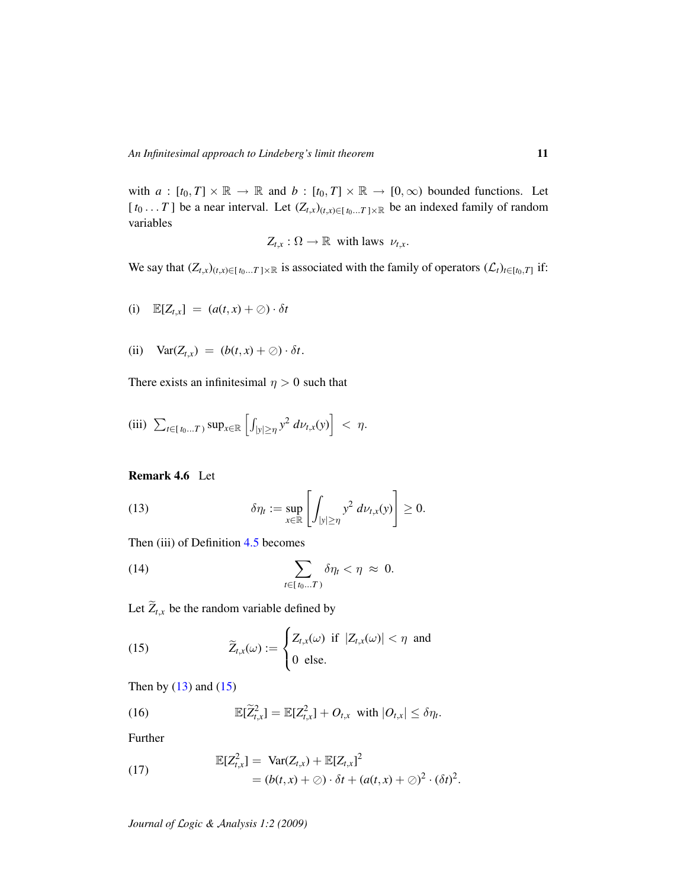with $a : [t_0, T] \times \mathbb{R} \to \mathbb{R}$ and $b : [t_0, T] \times \mathbb{R} \to [0, \infty)$ bounded functions. Let $[\, t_0 \ldots T\,]$ be a near interval. Let $(Z_{t,x})_{(t,x) \in [\, t_0 \ldots T\,] \times \mathbb{R}}$ be an indexed family of random variables

$$Z_{t,x} : \Omega \to \mathbb{R} \;\text{ with laws }\; \nu_{t,x}.$$

We say that $(Z_{t,x})_{(t,x) \in [\, t_0 \ldots T\,] \times \mathbb{R}}$ is associated with the family of operators $(\mathcal{L}_t)_{t \in [t_0, T]}$ if:

(i) $\mathbb{E}[Z_{t,x}] \;=\; (a(t,x) + \oslash) \cdot \delta t$

(ii) $\mathrm{Var}(Z_{t,x}) \;=\; (b(t,x) + \oslash) \cdot \delta t.$

There exists an infinitesimal $\eta > 0$ such that

(iii) $\sum_{t \in [\, t_0 \ldots T\,)} \sup_{x \in \mathbb{R}} \left[ \int_{|y| \geq \eta} y^2 \, d\nu_{t,x}(y) \right] \;<\; \eta.$

**Remark 4.6** Let

$$\delta\eta_t := \sup_{x \in \mathbb{R}} \left[ \int_{|y| \geq \eta} y^2 \, d\nu_{t,x}(y) \right] \geq 0. \tag{13}$$

Then (iii) of Definition 4.5 becomes

$$\sum_{t \in [\, t_0 \ldots T\,)} \delta\eta_t < \eta \;\approx\; 0. \tag{14}$$

Let $\widetilde{Z}_{t,x}$ be the random variable defined by

$$\widetilde{Z}_{t,x}(\omega) := \begin{cases} Z_{t,x}(\omega) \;\text{ if }\; |Z_{t,x}(\omega)| < \eta \;\text{ and} \\ 0 \;\text{ else.} \end{cases} \tag{15}$$

Then by (13) and (15)

$$\mathbb{E}[\widetilde{Z}_{t,x}^2] = \mathbb{E}[Z_{t,x}^2] + O_{t,x} \;\text{ with }\; |O_{t,x}| \leq \delta\eta_t. \tag{16}$$

Further

$$\begin{aligned} \mathbb{E}[Z_{t,x}^2] &= \;\mathrm{Var}(Z_{t,x}) + \mathbb{E}[Z_{t,x}]^2 \\ &= (b(t,x) + \oslash) \cdot \delta t + (a(t,x) + \oslash)^2 \cdot (\delta t)^2. \end{aligned} \tag{17}$$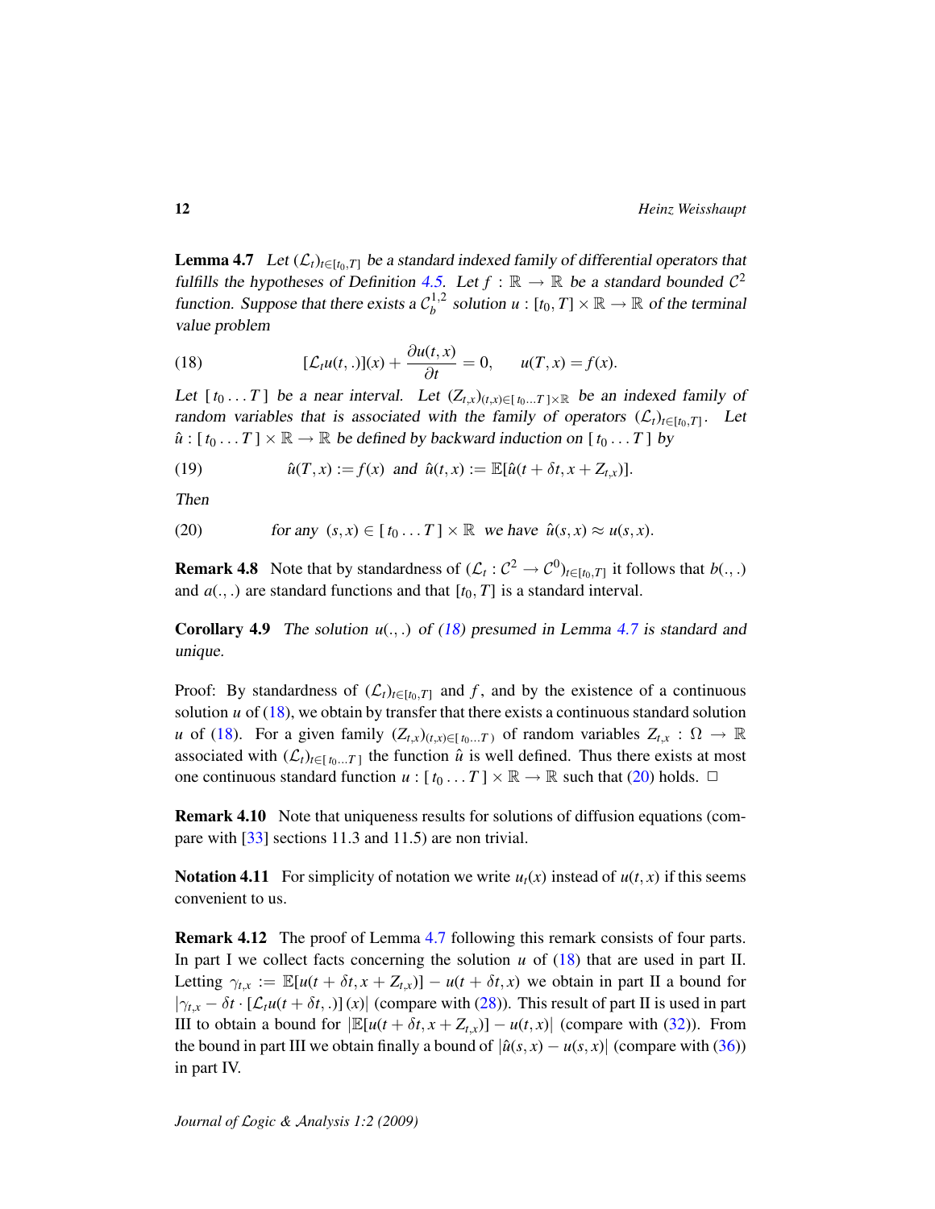**Lemma 4.7** *Let $(\mathcal{L}_t)_{t\in[t_0,T]}$ be a standard indexed family of differential operators that fulfills the hypotheses of Definition 4.5. Let $f : \mathbb{R} \to \mathbb{R}$ be a standard bounded $\mathcal{C}^2$ function. Suppose that there exists a $\mathcal{C}_b^{1,2}$ solution $u : [t_0, T] \times \mathbb{R} \to \mathbb{R}$ of the terminal value problem*

$$[\mathcal{L}_t u(t,.)](x) + \frac{\partial u(t,x)}{\partial t} = 0, \qquad u(T,x) = f(x). \tag{18}$$

*Let $[\, t_0 \ldots T\,]$ be a near interval. Let $(Z_{t,x})_{(t,x)\in[\,t_0\ldots T\,]\times\mathbb{R}}$ be an indexed family of random variables that is associated with the family of operators $(\mathcal{L}_t)_{t\in[t_0,T]}$. Let $\hat{u} : [\, t_0 \ldots T\,] \times \mathbb{R} \to \mathbb{R}$ be defined by backward induction on $[\, t_0 \ldots T\,]$ by*

$$\hat{u}(T,x) := f(x) \;\text{ and }\; \hat{u}(t,x) := \mathbb{E}[\hat{u}(t+\delta t, x + Z_{t,x})]. \tag{19}$$

*Then*

$$\text{for any } (s,x) \in [\, t_0 \ldots T\,] \times \mathbb{R} \text{ we have } \hat{u}(s,x) \approx u(s,x). \tag{20}$$

**Remark 4.8** Note that by standardness of $(\mathcal{L}_t : \mathcal{C}^2 \to \mathcal{C}^0)_{t\in[t_0,T]}$ it follows that $b(.,.)$ and $a(.,.)$ are standard functions and that $[t_0, T]$ is a standard interval.

**Corollary 4.9** *The solution $u(.,.)$ of (18) presumed in Lemma 4.7 is standard and unique.*

Proof: By standardness of $(\mathcal{L}_t)_{t\in[t_0,T]}$ and $f$, and by the existence of a continuous solution $u$ of (18), we obtain by transfer that there exists a continuous standard solution $u$ of (18). For a given family $(Z_{t,x})_{(t,x)\in[\,t_0\ldots T\,)}$ of random variables $Z_{t,x} : \Omega \to \mathbb{R}$ associated with $(\mathcal{L}_t)_{t\in[\,t_0\ldots T\,]}$ the function $\hat{u}$ is well defined. Thus there exists at most one continuous standard function $u : [\, t_0 \ldots T\,] \times \mathbb{R} \to \mathbb{R}$ such that (20) holds. □

**Remark 4.10** Note that uniqueness results for solutions of diffusion equations (compare with [33] sections 11.3 and 11.5) are non trivial.

**Notation 4.11** For simplicity of notation we write $u_t(x)$ instead of $u(t,x)$ if this seems convenient to us.

**Remark 4.12** The proof of Lemma 4.7 following this remark consists of four parts. In part I we collect facts concerning the solution $u$ of (18) that are used in part II. Letting $\gamma_{t,x} := \mathbb{E}[u(t+\delta t, x+Z_{t,x})] - u(t+\delta t, x)$ we obtain in part II a bound for $|\gamma_{t,x} - \delta t \cdot [\mathcal{L}_t u(t+\delta t,.)]\,(x)|$ (compare with (28)). This result of part II is used in part III to obtain a bound for $|\mathbb{E}[u(t+\delta t, x+Z_{t,x})] - u(t,x)|$ (compare with (32)). From the bound in part III we obtain finally a bound of $|\hat{u}(s,x) - u(s,x)|$ (compare with (36)) in part IV.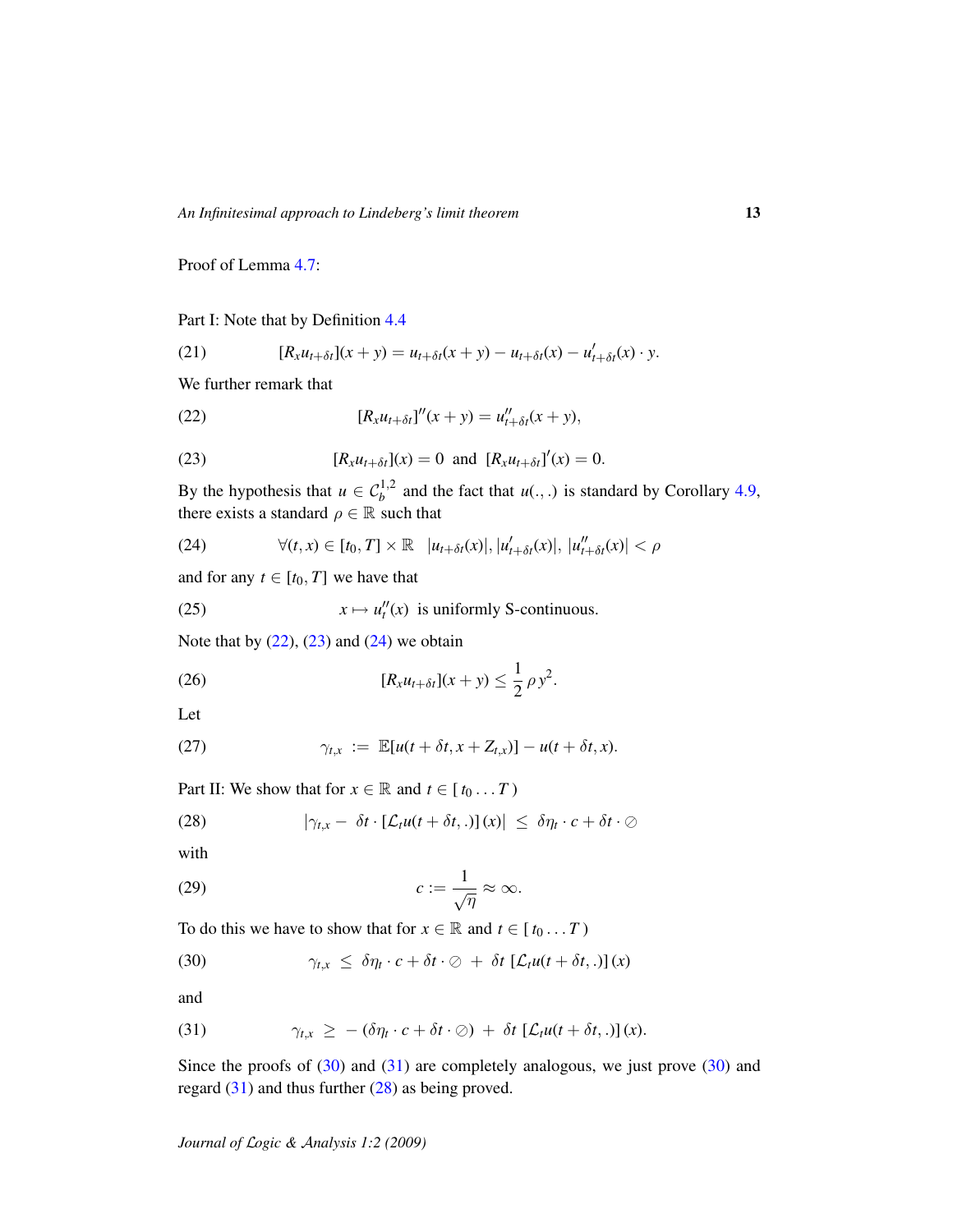Proof of Lemma 4.7:

Part I: Note that by Definition 4.4

$$[R_x u_{t+\delta t}](x+y) = u_{t+\delta t}(x+y) - u_{t+\delta t}(x) - u'_{t+\delta t}(x)\cdot y. \tag{21}$$

We further remark that

$$[R_x u_{t+\delta t}]''(x+y) = u''_{t+\delta t}(x+y), \tag{22}$$

$$[R_x u_{t+\delta t}](x) = 0 \ \text{ and } \ [R_x u_{t+\delta t}]'(x) = 0. \tag{23}$$

By the hypothesis that $u \in \mathcal{C}_b^{1,2}$ and the fact that $u(.,.)$ is standard by Corollary 4.9, there exists a standard $\rho \in \mathbb{R}$ such that

$$\forall (t,x) \in [t_0,T]\times\mathbb{R} \quad |u_{t+\delta t}(x)|, |u'_{t+\delta t}(x)|, \ |u''_{t+\delta t}(x)| < \rho \tag{24}$$

and for any $t \in [t_0,T]$ we have that

$$x \mapsto u''_t(x) \ \text{ is uniformly S-continuous.} \tag{25}$$

Note that by (22), (23) and (24) we obtain

$$[R_x u_{t+\delta t}](x+y) \le \frac{1}{2}\,\rho\, y^2. \tag{26}$$

Let

$$\gamma_{t,x} \ := \ \mathbb{E}[u(t+\delta t, x+Z_{t,x})] - u(t+\delta t, x). \tag{27}$$

Part II: We show that for $x \in \mathbb{R}$ and $t \in [\, t_0 \ldots T\,)$

$$|\gamma_{t,x} - \ \delta t\cdot[\mathcal{L}_t u(t+\delta t,.)]\,(x)| \ \le \ \delta\eta_t\cdot c + \delta t\cdot \oslash \tag{28}$$

with

$$c := \frac{1}{\sqrt{\eta}} \approx \infty. \tag{29}$$

To do this we have to show that for $x \in \mathbb{R}$ and $t \in [\, t_0 \ldots T\,)$

$$\gamma_{t,x} \ \le \ \delta\eta_t\cdot c + \delta t\cdot\oslash \ + \ \delta t\ [\mathcal{L}_t u(t+\delta t,.)]\,(x) \tag{30}$$

and

$$\gamma_{t,x} \ \ge \ -\,(\delta\eta_t\cdot c + \delta t\cdot\oslash) \ + \ \delta t\ [\mathcal{L}_t u(t+\delta t,.)]\,(x). \tag{31}$$

Since the proofs of (30) and (31) are completely analogous, we just prove (30) and regard (31) and thus further (28) as being proved.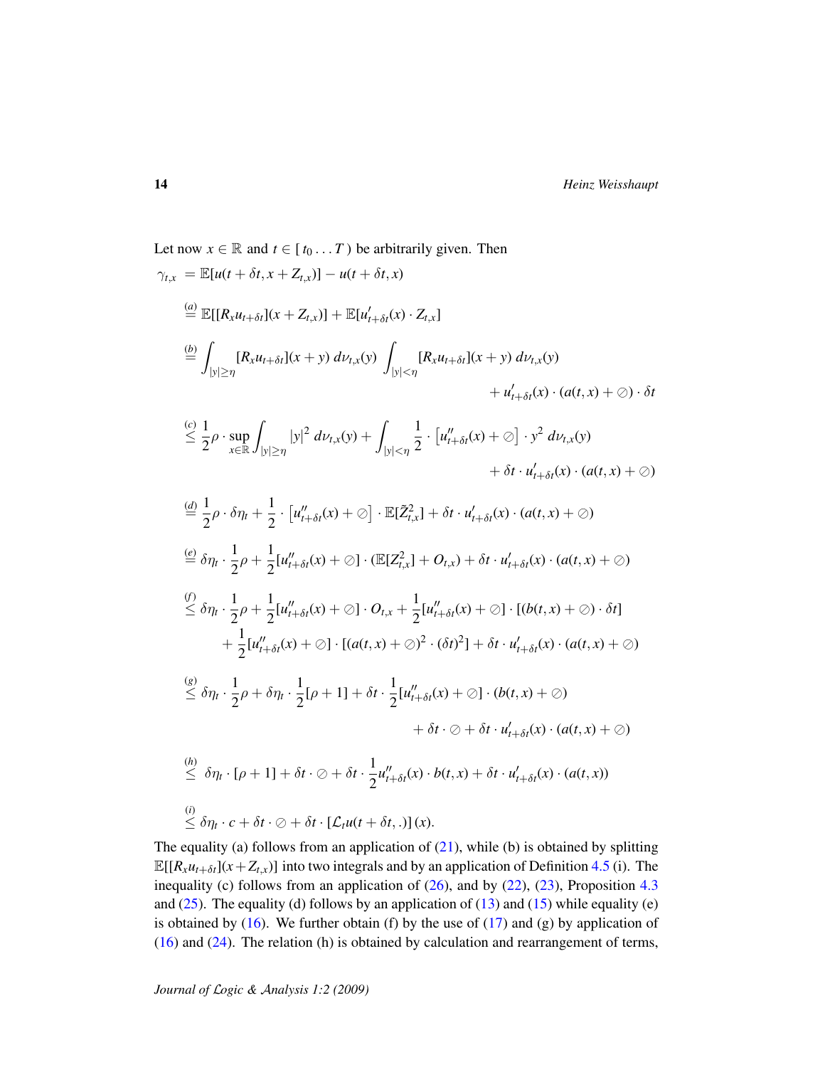Let now $x \in \mathbb{R}$ and $t \in [\, t_0 \ldots T\,)$ be arbitrarily given. Then

$$
\begin{aligned}
\gamma_{t,x} &= \mathbb{E}[u(t+\delta t, x+Z_{t,x})] - u(t+\delta t, x) \\
&\overset{(a)}{=} \mathbb{E}[[R_x u_{t+\delta t}](x+Z_{t,x})] + \mathbb{E}[u'_{t+\delta t}(x)\cdot Z_{t,x}] \\
&\overset{(b)}{=} \int_{|y|\geq \eta} [R_x u_{t+\delta t}](x+y)\; d\nu_{t,x}(y) \int_{|y|<\eta} [R_x u_{t+\delta t}](x+y)\; d\nu_{t,x}(y) \\
&\qquad\qquad + u'_{t+\delta t}(x)\cdot (a(t,x)+\oslash)\cdot \delta t \\
&\overset{(c)}{\leq} \frac{1}{2}\rho \cdot \sup_{x\in\mathbb{R}} \int_{|y|\geq \eta} |y|^2\; d\nu_{t,x}(y) + \int_{|y|<\eta} \frac{1}{2}\cdot \left[u''_{t+\delta t}(x)+\oslash\right]\cdot y^2\; d\nu_{t,x}(y) \\
&\qquad\qquad + \delta t \cdot u'_{t+\delta t}(x)\cdot (a(t,x)+\oslash) \\
&\overset{(d)}{=} \frac{1}{2}\rho\cdot \delta\eta_t + \frac{1}{2}\cdot \left[u''_{t+\delta t}(x)+\oslash\right]\cdot \mathbb{E}[\tilde{Z}^2_{t,x}] + \delta t\cdot u'_{t+\delta t}(x)\cdot (a(t,x)+\oslash) \\
&\overset{(e)}{=} \delta\eta_t \cdot \frac{1}{2}\rho + \frac{1}{2}[u''_{t+\delta t}(x)+\oslash]\cdot (\mathbb{E}[Z^2_{t,x}] + O_{t,x}) + \delta t\cdot u'_{t+\delta t}(x)\cdot (a(t,x)+\oslash) \\
&\overset{(f)}{\leq} \delta\eta_t\cdot \frac{1}{2}\rho + \frac{1}{2}[u''_{t+\delta t}(x)+\oslash]\cdot O_{t,x} + \frac{1}{2}[u''_{t+\delta t}(x)+\oslash]\cdot [(b(t,x)+\oslash)\cdot \delta t] \\
&\qquad + \frac{1}{2}[u''_{t+\delta t}(x)+\oslash]\cdot [(a(t,x)+\oslash)^2\cdot (\delta t)^2] + \delta t\cdot u'_{t+\delta t}(x)\cdot (a(t,x)+\oslash) \\
&\overset{(g)}{\leq} \delta\eta_t\cdot \frac{1}{2}\rho + \delta\eta_t\cdot \frac{1}{2}[\rho+1] + \delta t\cdot \frac{1}{2}[u''_{t+\delta t}(x)+\oslash]\cdot (b(t,x)+\oslash) \\
&\qquad\qquad + \delta t\cdot \oslash + \delta t\cdot u'_{t+\delta t}(x)\cdot (a(t,x)+\oslash) \\
&\overset{(h)}{\leq} \delta\eta_t\cdot [\rho+1] + \delta t\cdot \oslash + \delta t\cdot \frac{1}{2}u''_{t+\delta t}(x)\cdot b(t,x) + \delta t\cdot u'_{t+\delta t}(x)\cdot (a(t,x)) \\
&\overset{(i)}{\leq} \delta\eta_t\cdot c + \delta t\cdot \oslash + \delta t\cdot [\mathcal{L}_t u(t+\delta t, .)](x).
\end{aligned}
$$

The equality (a) follows from an application of (21), while (b) is obtained by splitting $\mathbb{E}[[R_x u_{t+\delta t}](x+Z_{t,x})]$ into two integrals and by an application of Definition 4.5 (i). The inequality (c) follows from an application of (26), and by (22), (23), Proposition 4.3 and (25). The equality (d) follows by an application of (13) and (15) while equality (e) is obtained by (16). We further obtain (f) by the use of (17) and (g) by application of (16) and (24). The relation (h) is obtained by calculation and rearrangement of terms,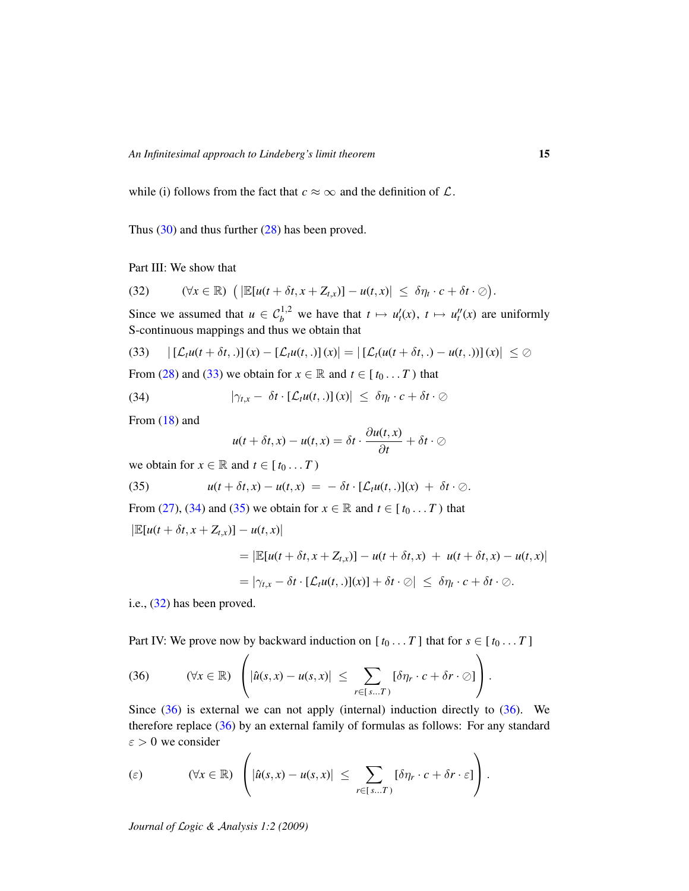while (i) follows from the fact that $c \approx \infty$ and the definition of $\mathcal{L}$.

Thus (30) and thus further (28) has been proved.

Part III: We show that

$$(32) \qquad (\forall x \in \mathbb{R}) \;\; \big( |\mathbb{E}[u(t+\delta t, x + Z_{t,x})] - u(t,x)| \;\leq\; \delta\eta_t \cdot c + \delta t \cdot \oslash \big).$$

Since we assumed that $u \in \mathcal{C}_b^{1,2}$ we have that $t \mapsto u_t'(x)$, $t \mapsto u_t''(x)$ are uniformly S-continuous mappings and thus we obtain that

$$(33) \qquad |\,[\mathcal{L}_t u(t+\delta t, .)]\,(x) - [\mathcal{L}_t u(t, .)]\,(x)| = |\,[\mathcal{L}_t(u(t+\delta t, .) - u(t, .))]\,(x)| \;\leq \oslash$$

From (28) and (33) we obtain for $x \in \mathbb{R}$ and $t \in [\,t_0 \ldots T\,)$ that

$$(34) \qquad |\gamma_{t,x} - \; \delta t \cdot [\mathcal{L}_t u(t, .)]\,(x)| \;\leq\; \delta\eta_t \cdot c + \delta t \cdot \oslash$$

From (18) and

$$u(t+\delta t, x) - u(t,x) = \delta t \cdot \frac{\partial u(t,x)}{\partial t} + \delta t \cdot \oslash$$

we obtain for $x \in \mathbb{R}$ and $t \in [\,t_0 \ldots T\,)$

$$(35) \qquad u(t+\delta t, x) - u(t,x) \;=\; -\,\delta t \cdot [\mathcal{L}_t u(t, .)](x) \;+\; \delta t \cdot \oslash.$$

From (27), (34) and (35) we obtain for $x \in \mathbb{R}$ and $t \in [\,t_0 \ldots T\,)$ that

$$\begin{aligned}
&|\mathbb{E}[u(t+\delta t, x + Z_{t,x})] - u(t,x)| \\
&\qquad = |\mathbb{E}[u(t+\delta t, x + Z_{t,x})] - u(t+\delta t, x) \;+\; u(t+\delta t, x) - u(t,x)| \\
&\qquad = |\gamma_{t,x} - \delta t \cdot [\mathcal{L}_t u(t, .)](x)] + \delta t \cdot \oslash| \;\leq\; \delta\eta_t \cdot c + \delta t \cdot \oslash.
\end{aligned}$$

i.e., (32) has been proved.

Part IV: We prove now by backward induction on $[\,t_0 \ldots T\,]$ that for $s \in [\,t_0 \ldots T\,]$

$$(36) \qquad (\forall x \in \mathbb{R}) \;\; \left( |\hat{u}(s,x) - u(s,x)| \;\leq \sum_{r \in [\,s \ldots T\,)} [\delta\eta_r \cdot c + \delta r \cdot \oslash] \right).$$

Since (36) is external we can not apply (internal) induction directly to (36). We therefore replace (36) by an external family of formulas as follows: For any standard $\varepsilon > 0$ we consider

$$(\varepsilon) \qquad (\forall x \in \mathbb{R}) \;\; \left( |\hat{u}(s,x) - u(s,x)| \;\leq \sum_{r \in [\,s \ldots T\,)} [\delta\eta_r \cdot c + \delta r \cdot \varepsilon] \right).$$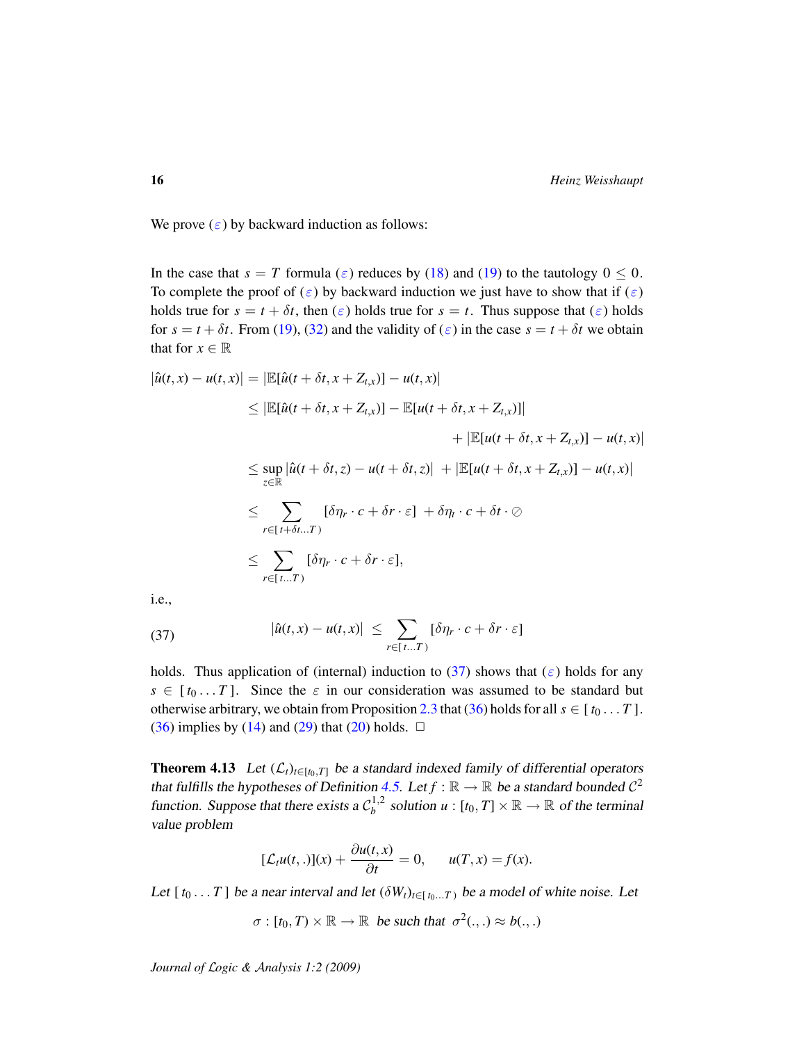We prove ($\varepsilon$) by backward induction as follows:

In the case that $s = T$ formula ($\varepsilon$) reduces by (18) and (19) to the tautology $0 \leq 0$. To complete the proof of ($\varepsilon$) by backward induction we just have to show that if ($\varepsilon$) holds true for $s = t + \delta t$, then ($\varepsilon$) holds true for $s = t$. Thus suppose that ($\varepsilon$) holds for $s = t + \delta t$. From (19), (32) and the validity of ($\varepsilon$) in the case $s = t + \delta t$ we obtain that for $x \in \mathbb{R}$

$$
\begin{aligned}
|\hat{u}(t,x) - u(t,x)| &= |\mathbb{E}[\hat{u}(t+\delta t, x + Z_{t,x})] - u(t,x)| \\
&\leq |\mathbb{E}[\hat{u}(t+\delta t, x + Z_{t,x})] - \mathbb{E}[u(t+\delta t, x + Z_{t,x})]| \\
&\qquad\qquad + |\mathbb{E}[u(t+\delta t, x + Z_{t,x})] - u(t,x)| \\
&\leq \sup_{z \in \mathbb{R}} |\hat{u}(t+\delta t, z) - u(t+\delta t, z)| \; + |\mathbb{E}[u(t+\delta t, x + Z_{t,x})] - u(t,x)| \\
&\leq \sum_{r \in [\, t+\delta t \ldots T\,)} [\delta\eta_r \cdot c + \delta r \cdot \varepsilon] \; + \delta\eta_t \cdot c + \delta t \cdot \oslash \\
&\leq \sum_{r \in [\, t \ldots T\,)} [\delta\eta_r \cdot c + \delta r \cdot \varepsilon],
\end{aligned}
$$

i.e.,

$$
|\hat{u}(t,x) - u(t,x)| \;\leq \sum_{r \in [\, t \ldots T\,)} [\delta\eta_r \cdot c + \delta r \cdot \varepsilon] \tag{37}
$$

holds. Thus application of (internal) induction to (37) shows that ($\varepsilon$) holds for any $s \in [\, t_0 \ldots T\,]$. Since the $\varepsilon$ in our consideration was assumed to be standard but otherwise arbitrary, we obtain from Proposition 2.3 that (36) holds for all $s \in [\, t_0 \ldots T\,]$. (36) implies by (14) and (29) that (20) holds. $\square$

**Theorem 4.13** *Let $(\mathcal{L}_t)_{t \in [t_0, T]}$ be a standard indexed family of differential operators that fulfills the hypotheses of Definition 4.5. Let $f : \mathbb{R} \to \mathbb{R}$ be a standard bounded $\mathcal{C}^2$ function. Suppose that there exists a $\mathcal{C}^{1,2}_b$ solution $u : [t_0, T] \times \mathbb{R} \to \mathbb{R}$ of the terminal value problem*

$$
[\mathcal{L}_t u(t,.)](x) + \frac{\partial u(t,x)}{\partial t} = 0, \qquad u(T,x) = f(x).
$$

*Let $[\, t_0 \ldots T\,]$ be a near interval and let $(\delta W_t)_{t \in [\, t_0 \ldots T\,)}$ be a model of white noise. Let*

$$
\sigma : [t_0, T) \times \mathbb{R} \to \mathbb{R} \;\text{ be such that }\; \sigma^2(.,.) \approx b(.,.)
$$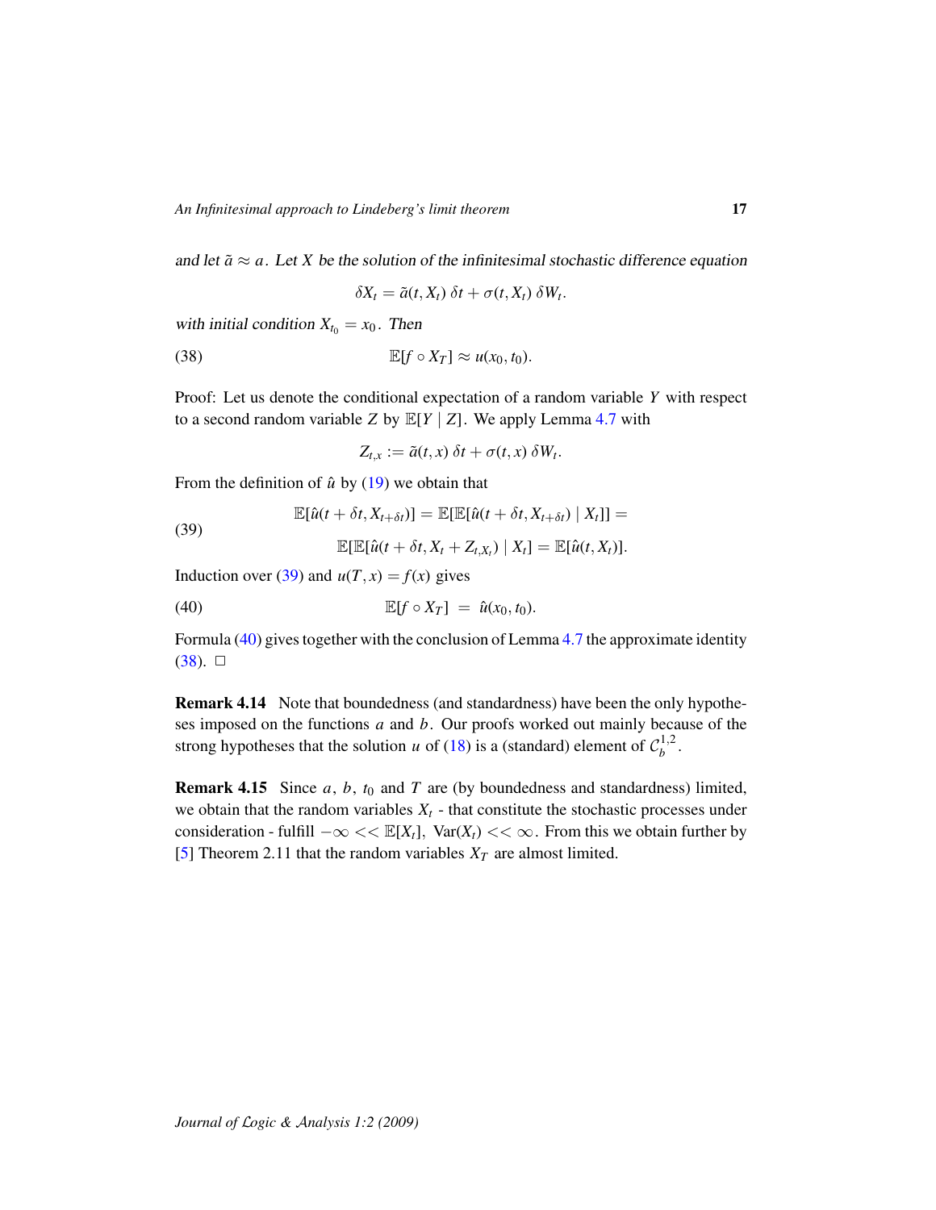*and let $\tilde{a} \approx a$. Let $X$ be the solution of the infinitesimal stochastic difference equation*

$$\delta X_t = \tilde{a}(t, X_t)\, \delta t + \sigma(t, X_t)\, \delta W_t.$$

*with initial condition $X_{t_0} = x_0$. Then*

$$\mathbb{E}[f \circ X_T] \approx u(x_0, t_0). \tag{38}$$

Proof: Let us denote the conditional expectation of a random variable $Y$ with respect to a second random variable $Z$ by $\mathbb{E}[Y \mid Z]$. We apply Lemma 4.7 with

$$Z_{t,x} := \tilde{a}(t, x)\, \delta t + \sigma(t, x)\, \delta W_t.$$

From the definition of $\hat{u}$ by (19) we obtain that

$$\begin{aligned} \mathbb{E}[\hat{u}(t + \delta t, X_{t+\delta t})] = \mathbb{E}[\mathbb{E}[\hat{u}(t + \delta t, X_{t+\delta t}) \mid X_t]] = \\ \mathbb{E}[\mathbb{E}[\hat{u}(t + \delta t, X_t + Z_{t,X_t}) \mid X_t] = \mathbb{E}[\hat{u}(t, X_t)]. \end{aligned} \tag{39}$$

Induction over (39) and $u(T, x) = f(x)$ gives

$$\mathbb{E}[f \circ X_T] \;=\; \hat{u}(x_0, t_0). \tag{40}$$

Formula (40) gives together with the conclusion of Lemma 4.7 the approximate identity (38). $\square$

**Remark 4.14** Note that boundedness (and standardness) have been the only hypotheses imposed on the functions $a$ and $b$. Our proofs worked out mainly because of the strong hypotheses that the solution $u$ of (18) is a (standard) element of $\mathcal{C}_b^{1,2}$.

**Remark 4.15** Since $a$, $b$, $t_0$ and $T$ are (by boundedness and standardness) limited, we obtain that the random variables $X_t$ - that constitute the stochastic processes under consideration - fulfill $-\infty << \mathbb{E}[X_t],\ \mathrm{Var}(X_t) << \infty$. From this we obtain further by [5] Theorem 2.11 that the random variables $X_T$ are almost limited.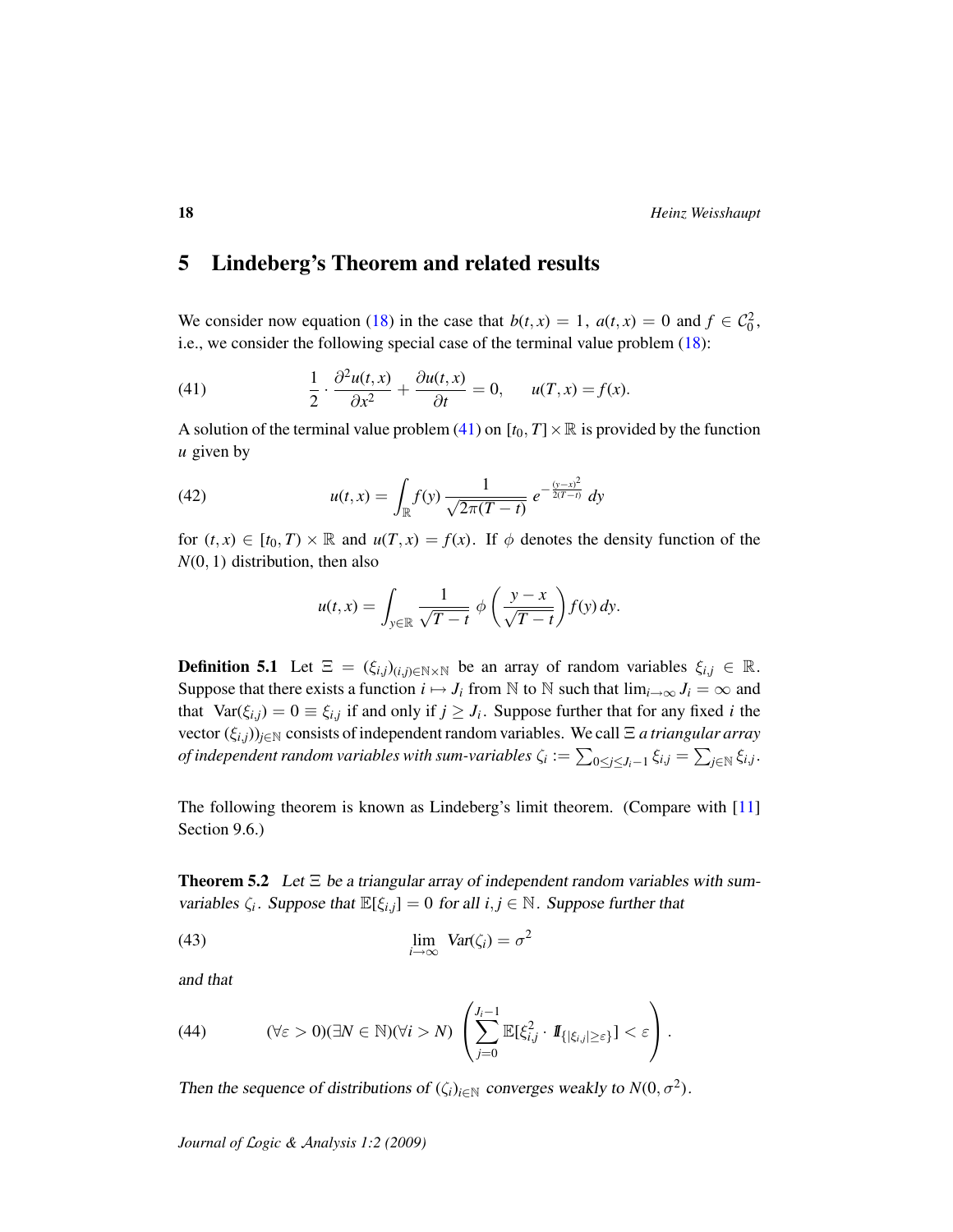## 5 Lindeberg's Theorem and related results

We consider now equation (18) in the case that $b(t,x) = 1$, $a(t,x) = 0$ and $f \in \mathcal{C}_0^2$, i.e., we consider the following special case of the terminal value problem (18):

$$\frac{1}{2} \cdot \frac{\partial^2 u(t,x)}{\partial x^2} + \frac{\partial u(t,x)}{\partial t} = 0, \qquad u(T,x) = f(x). \tag{41}$$

A solution of the terminal value problem (41) on $[t_0, T] \times \mathbb{R}$ is provided by the function $u$ given by

$$u(t,x) = \int_{\mathbb{R}} f(y) \, \frac{1}{\sqrt{2\pi(T-t)}} \, e^{-\frac{(y-x)^2}{2(T-t)}} \, dy \tag{42}$$

for $(t,x) \in [t_0, T) \times \mathbb{R}$ and $u(T,x) = f(x)$. If $\phi$ denotes the density function of the $N(0,1)$ distribution, then also

$$u(t,x) = \int_{y \in \mathbb{R}} \frac{1}{\sqrt{T-t}} \, \phi\left(\frac{y-x}{\sqrt{T-t}}\right) f(y) \, dy.$$

**Definition 5.1** Let $\Xi = (\xi_{i,j})_{(i,j) \in \mathbb{N} \times \mathbb{N}}$ be an array of random variables $\xi_{i,j} \in \mathbb{R}$. Suppose that there exists a function $i \mapsto J_i$ from $\mathbb{N}$ to $\mathbb{N}$ such that $\lim_{i \to \infty} J_i = \infty$ and that $\mathrm{Var}(\xi_{i,j}) = 0 \equiv \xi_{i,j}$ if and only if $j \geq J_i$. Suppose further that for any fixed $i$ the vector $(\xi_{i,j}))_{j \in \mathbb{N}}$ consists of independent random variables. We call $\Xi$ *a triangular array of independent random variables with sum-variables* $\zeta_i := \sum_{0 \leq j \leq J_i - 1} \xi_{i,j} = \sum_{j \in \mathbb{N}} \xi_{i,j}$.

The following theorem is known as Lindeberg's limit theorem. (Compare with [11] Section 9.6.)

**Theorem 5.2** *Let $\Xi$ be a triangular array of independent random variables with sum-variables $\zeta_i$. Suppose that $\mathbb{E}[\xi_{i,j}] = 0$ for all $i, j \in \mathbb{N}$. Suppose further that*

$$\lim_{i \to \infty} \mathit{Var}(\zeta_i) = \sigma^2 \tag{43}$$

*and that*

$$(\forall \varepsilon > 0)(\exists N \in \mathbb{N})(\forall i > N) \left( \sum_{j=0}^{J_i - 1} \mathbb{E}[\xi_{i,j}^2 \cdot \mathbb{1}_{\{|\xi_{i,j}| \geq \varepsilon\}}] < \varepsilon \right). \tag{44}$$

*Then the sequence of distributions of $(\zeta_i)_{i \in \mathbb{N}}$ converges weakly to $N(0, \sigma^2)$.*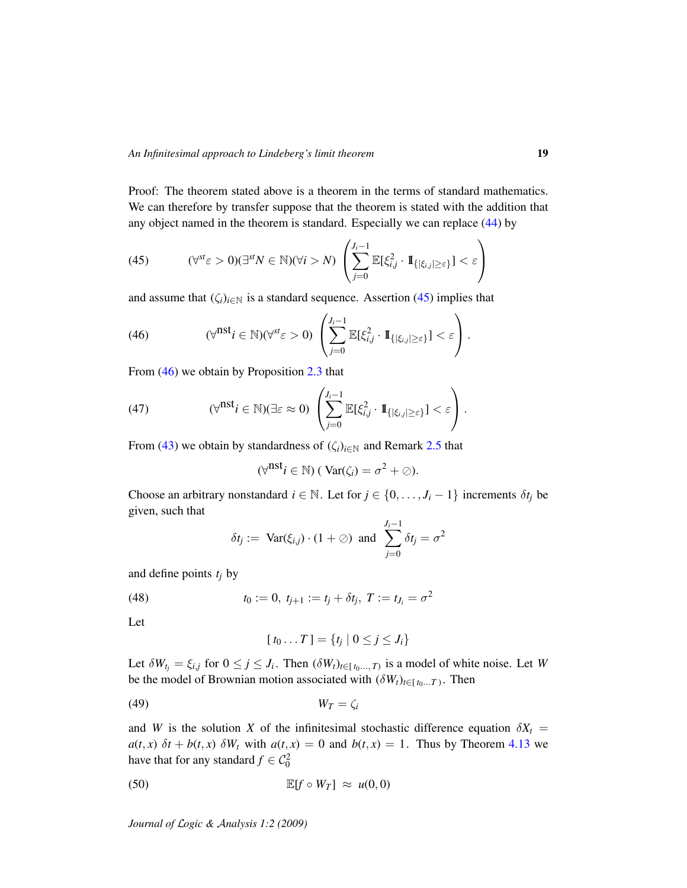Proof: The theorem stated above is a theorem in the terms of standard mathematics. We can therefore by transfer suppose that the theorem is stated with the addition that any object named in the theorem is standard. Especially we can replace (44) by

$$(\forall^{st}\varepsilon > 0)(\exists^{st}N \in \mathbb{N})(\forall i > N)\ \left(\sum_{j=0}^{J_i-1} \mathbb{E}[\xi_{i,j}^2 \cdot \mathbb{I}_{\{|\xi_{i,j}| \geq \varepsilon\}}] < \varepsilon\right) \tag{45}$$

and assume that $(\zeta_i)_{i\in\mathbb{N}}$ is a standard sequence. Assertion (45) implies that

$$(\forall^{\text{nst}} i \in \mathbb{N})(\forall^{st}\varepsilon > 0)\ \left(\sum_{j=0}^{J_i-1} \mathbb{E}[\xi_{i,j}^2 \cdot \mathbb{I}_{\{|\xi_{i,j}| \geq \varepsilon\}}] < \varepsilon\right). \tag{46}$$

From (46) we obtain by Proposition 2.3 that

$$(\forall^{\text{nst}} i \in \mathbb{N})(\exists \varepsilon \approx 0)\ \left(\sum_{j=0}^{J_i-1} \mathbb{E}[\xi_{i,j}^2 \cdot \mathbb{I}_{\{|\xi_{i,j}| \geq \varepsilon\}}] < \varepsilon\right). \tag{47}$$

From (43) we obtain by standardness of $(\zeta_i)_{i\in\mathbb{N}}$ and Remark 2.5 that

$$(\forall^{\text{nst}} i \in \mathbb{N})\ (\ \text{Var}(\zeta_i) = \sigma^2 + \oslash).$$

Choose an arbitrary nonstandard $i \in \mathbb{N}$. Let for $j \in \{0, \ldots, J_i - 1\}$ increments $\delta t_j$ be given, such that

$$\delta t_j := \ \text{Var}(\xi_{i,j}) \cdot (1 + \oslash) \ \text{ and } \ \sum_{j=0}^{J_i-1} \delta t_j = \sigma^2$$

and define points $t_j$ by

$$t_0 := 0,\ t_{j+1} := t_j + \delta t_j,\ T := t_{J_i} = \sigma^2 \tag{48}$$

Let

$$[\,t_0 \ldots T\,] = \{t_j \mid 0 \leq j \leq J_i\}$$

Let $\delta W_{t_j} = \xi_{i,j}$ for $0 \leq j \leq J_i$. Then $(\delta W_t)_{t\in[\,t_0\ldots,T)}$ is a model of white noise. Let $W$ be the model of Brownian motion associated with $(\delta W_t)_{t\in[\,t_0\ldots T\,)}$. Then

$$W_T = \zeta_i \tag{49}$$

and $W$ is the solution $X$ of the infinitesimal stochastic difference equation $\delta X_t = a(t,x)\ \delta t + b(t,x)\ \delta W_t$ with $a(t,x) = 0$ and $b(t,x) = 1$. Thus by Theorem 4.13 we have that for any standard $f \in \mathcal{C}_0^2$

$$\mathbb{E}[f \circ W_T] \ \approx \ u(0,0) \tag{50}$$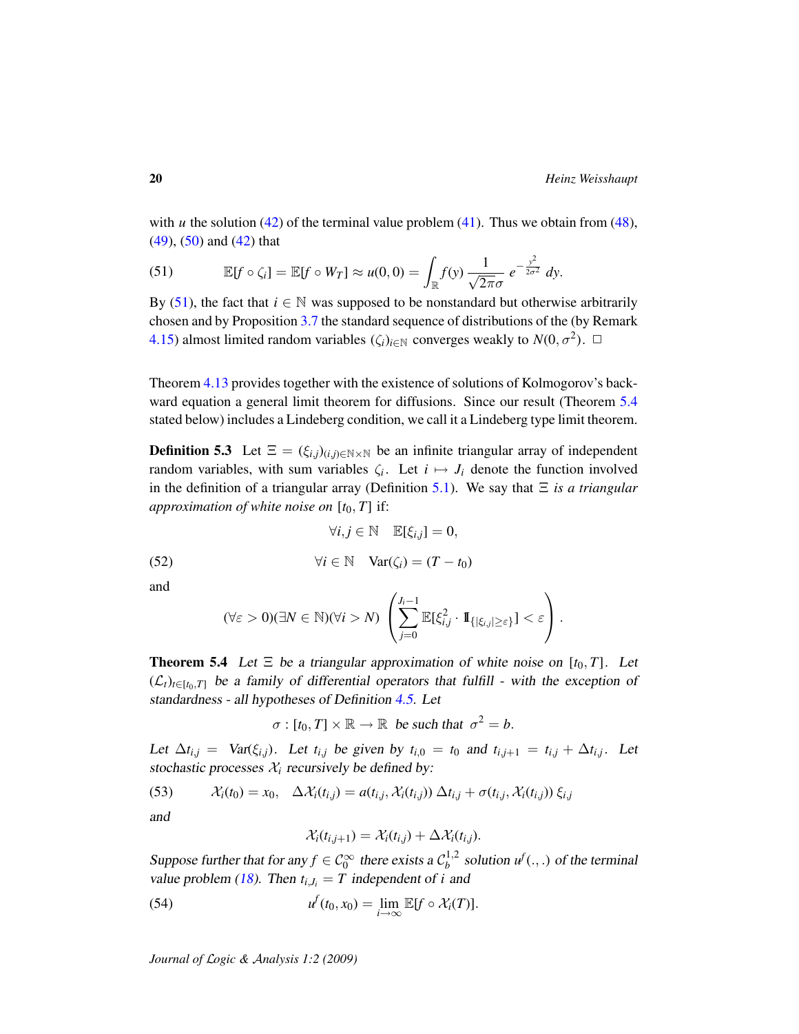with $u$ the solution (42) of the terminal value problem (41). Thus we obtain from (48), (49), (50) and (42) that

$$\mathbb{E}[f \circ \zeta_i] = \mathbb{E}[f \circ W_T] \approx u(0,0) = \int_{\mathbb{R}} f(y) \, \frac{1}{\sqrt{2\pi}\sigma} \, e^{-\frac{y^2}{2\sigma^2}} \, dy. \tag{51}$$

By (51), the fact that $i \in \mathbb{N}$ was supposed to be nonstandard but otherwise arbitrarily chosen and by Proposition 3.7 the standard sequence of distributions of the (by Remark 4.15) almost limited random variables $(\zeta_i)_{i\in\mathbb{N}}$ converges weakly to $N(0, \sigma^2)$. □

Theorem 4.13 provides together with the existence of solutions of Kolmogorov's backward equation a general limit theorem for diffusions. Since our result (Theorem 5.4 stated below) includes a Lindeberg condition, we call it a Lindeberg type limit theorem.

**Definition 5.3** Let $\Xi = (\xi_{i,j})_{(i,j)\in\mathbb{N}\times\mathbb{N}}$ be an infinite triangular array of independent random variables, with sum variables $\zeta_i$. Let $i \mapsto J_i$ denote the function involved in the definition of a triangular array (Definition 5.1). We say that $\Xi$ *is a triangular approximation of white noise on* $[t_0, T]$ if:

$$\forall i,j \in \mathbb{N} \quad \mathbb{E}[\xi_{i,j}] = 0,$$

$$\forall i \in \mathbb{N} \quad \mathrm{Var}(\zeta_i) = (T - t_0) \tag{52}$$

and

$$(\forall \varepsilon > 0)(\exists N \in \mathbb{N})(\forall i > N) \, \left( \sum_{j=0}^{J_i - 1} \mathbb{E}[\xi_{i,j}^2 \cdot \mathbb{I}_{\{|\xi_{i,j}| \geq \varepsilon\}}] < \varepsilon \right).$$

**Theorem 5.4** *Let $\Xi$ be a triangular approximation of white noise on $[t_0, T]$. Let $(\mathcal{L}_t)_{t\in[t_0,T]}$ be a family of differential operators that fulfill - with the exception of standardness - all hypotheses of Definition 4.5. Let*

$$\sigma : [t_0, T] \times \mathbb{R} \to \mathbb{R} \ \text{ be such that } \ \sigma^2 = b.$$

*Let $\Delta t_{i,j} = \mathrm{Var}(\xi_{i,j})$. Let $t_{i,j}$ be given by $t_{i,0} = t_0$ and $t_{i,j+1} = t_{i,j} + \Delta t_{i,j}$. Let stochastic processes $\mathcal{X}_i$ recursively be defined by:*

$$\mathcal{X}_i(t_0) = x_0, \quad \Delta\mathcal{X}_i(t_{i,j}) = a(t_{i,j}, \mathcal{X}_i(t_{i,j})) \, \Delta t_{i,j} + \sigma(t_{i,j}, \mathcal{X}_i(t_{i,j})) \, \xi_{i,j} \tag{53}$$

*and*

$$\mathcal{X}_i(t_{i,j+1}) = \mathcal{X}_i(t_{i,j}) + \Delta\mathcal{X}_i(t_{i,j}).$$

*Suppose further that for any $f \in \mathcal{C}_0^\infty$ there exists a $\mathcal{C}_b^{1,2}$ solution $u^f(.,.)$ of the terminal value problem (18). Then $t_{i,J_i} = T$ independent of $i$ and*

$$u^f(t_0, x_0) = \lim_{i\to\infty} \mathbb{E}[f \circ \mathcal{X}_i(T)]. \tag{54}$$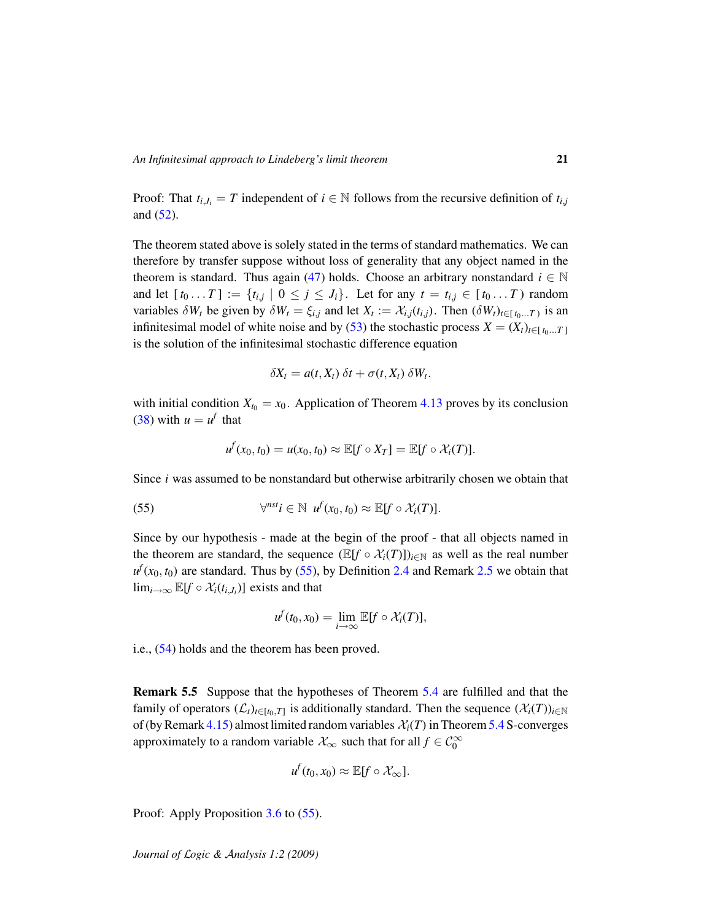Proof: That $t_{i,J_i} = T$ independent of $i \in \mathbb{N}$ follows from the recursive definition of $t_{i,j}$ and (52).

The theorem stated above is solely stated in the terms of standard mathematics. We can therefore by transfer suppose without loss of generality that any object named in the theorem is standard. Thus again (47) holds. Choose an arbitrary nonstandard $i \in \mathbb{N}$ and let $[\, t_0 \ldots T\,] := \{t_{i,j} \mid 0 \le j \le J_i\}$. Let for any $t = t_{i,j} \in [\, t_0 \ldots T\,)$ random variables $\delta W_t$ be given by $\delta W_t = \xi_{i,j}$ and let $X_t := \mathcal{X}_{i,j}(t_{i,j})$. Then $(\delta W_t)_{t \in [\, t_0 \ldots T\,)}$ is an infinitesimal model of white noise and by (53) the stochastic process $X = (X_t)_{t\in[\, t_0 \ldots T\,]}$ is the solution of the infinitesimal stochastic difference equation

$$\delta X_t = a(t, X_t)\, \delta t + \sigma(t, X_t)\, \delta W_t.$$

with initial condition $X_{t_0} = x_0$. Application of Theorem 4.13 proves by its conclusion (38) with $u = u^f$ that

$$u^f(x_0, t_0) = u(x_0, t_0) \approx \mathbb{E}[f \circ X_T] = \mathbb{E}[f \circ \mathcal{X}_i(T)].$$

Since $i$ was assumed to be nonstandard but otherwise arbitrarily chosen we obtain that

$$\forall^{nst} i \in \mathbb{N} \;\; u^f(x_0, t_0) \approx \mathbb{E}[f \circ \mathcal{X}_i(T)]. \tag{55}$$

Since by our hypothesis - made at the begin of the proof - that all objects named in the theorem are standard, the sequence $(\mathbb{E}[f \circ \mathcal{X}_i(T)])_{i\in\mathbb{N}}$ as well as the real number $u^f(x_0, t_0)$ are standard. Thus by (55), by Definition 2.4 and Remark 2.5 we obtain that $\lim_{i\to\infty} \mathbb{E}[f \circ \mathcal{X}_i(t_{i,J_i})]$ exists and that

$$u^f(t_0, x_0) = \lim_{i\to\infty} \mathbb{E}[f \circ \mathcal{X}_i(T)],$$

i.e., (54) holds and the theorem has been proved.

**Remark 5.5** Suppose that the hypotheses of Theorem 5.4 are fulfilled and that the family of operators $(\mathcal{L}_t)_{t\in[t_0,T]}$ is additionally standard. Then the sequence $(\mathcal{X}_i(T))_{i\in\mathbb{N}}$ of (by Remark 4.15) almost limited random variables $\mathcal{X}_i(T)$ in Theorem 5.4 S-converges approximately to a random variable $\mathcal{X}_\infty$ such that for all $f \in \mathcal{C}_0^\infty$

$$u^f(t_0, x_0) \approx \mathbb{E}[f \circ \mathcal{X}_\infty].$$

Proof: Apply Proposition 3.6 to (55).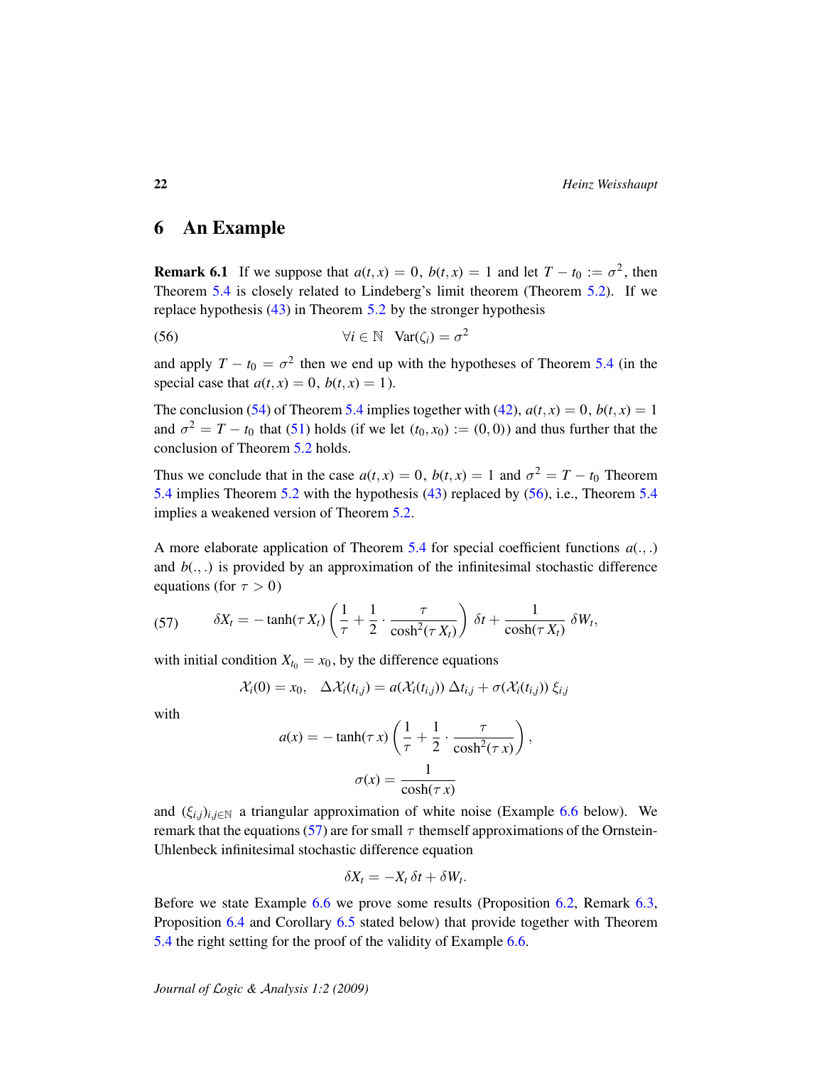## 6 An Example

**Remark 6.1** If we suppose that $a(t,x) = 0$, $b(t,x) = 1$ and let $T - t_0 := \sigma^2$, then Theorem 5.4 is closely related to Lindeberg's limit theorem (Theorem 5.2). If we replace hypothesis (43) in Theorem 5.2 by the stronger hypothesis

$$\forall i \in \mathbb{N} \quad \mathrm{Var}(\zeta_i) = \sigma^2 \tag{56}$$

and apply $T - t_0 = \sigma^2$ then we end up with the hypotheses of Theorem 5.4 (in the special case that $a(t,x) = 0$, $b(t,x) = 1$).

The conclusion (54) of Theorem 5.4 implies together with (42), $a(t,x) = 0$, $b(t,x) = 1$ and $\sigma^2 = T - t_0$ that (51) holds (if we let $(t_0, x_0) := (0,0)$) and thus further that the conclusion of Theorem 5.2 holds.

Thus we conclude that in the case $a(t,x) = 0$, $b(t,x) = 1$ and $\sigma^2 = T - t_0$ Theorem 5.4 implies Theorem 5.2 with the hypothesis (43) replaced by (56), i.e., Theorem 5.4 implies a weakened version of Theorem 5.2.

A more elaborate application of Theorem 5.4 for special coefficient functions $a(.,.)$ and $b(.,.)$ is provided by an approximation of the infinitesimal stochastic difference equations (for $\tau > 0$)

$$\delta X_t = -\tanh(\tau X_t)\left(\frac{1}{\tau} + \frac{1}{2}\cdot\frac{\tau}{\cosh^2(\tau X_t)}\right)\delta t + \frac{1}{\cosh(\tau X_t)}\,\delta W_t, \tag{57}$$

with initial condition $X_{t_0} = x_0$, by the difference equations

$$\mathcal{X}_i(0) = x_0, \quad \Delta\mathcal{X}_i(t_{i,j}) = a(\mathcal{X}_i(t_{i,j}))\,\Delta t_{i,j} + \sigma(\mathcal{X}_i(t_{i,j}))\,\xi_{i,j}$$

with

$$a(x) = -\tanh(\tau x)\left(\frac{1}{\tau} + \frac{1}{2}\cdot\frac{\tau}{\cosh^2(\tau x)}\right),$$

$$\sigma(x) = \frac{1}{\cosh(\tau x)}$$

and $(\xi_{i,j})_{i,j\in\mathbb{N}}$ a triangular approximation of white noise (Example 6.6 below). We remark that the equations (57) are for small $\tau$ themself approximations of the Ornstein-Uhlenbeck infinitesimal stochastic difference equation

$$\delta X_t = -X_t\,\delta t + \delta W_t.$$

Before we state Example 6.6 we prove some results (Proposition 6.2, Remark 6.3, Proposition 6.4 and Corollary 6.5 stated below) that provide together with Theorem 5.4 the right setting for the proof of the validity of Example 6.6.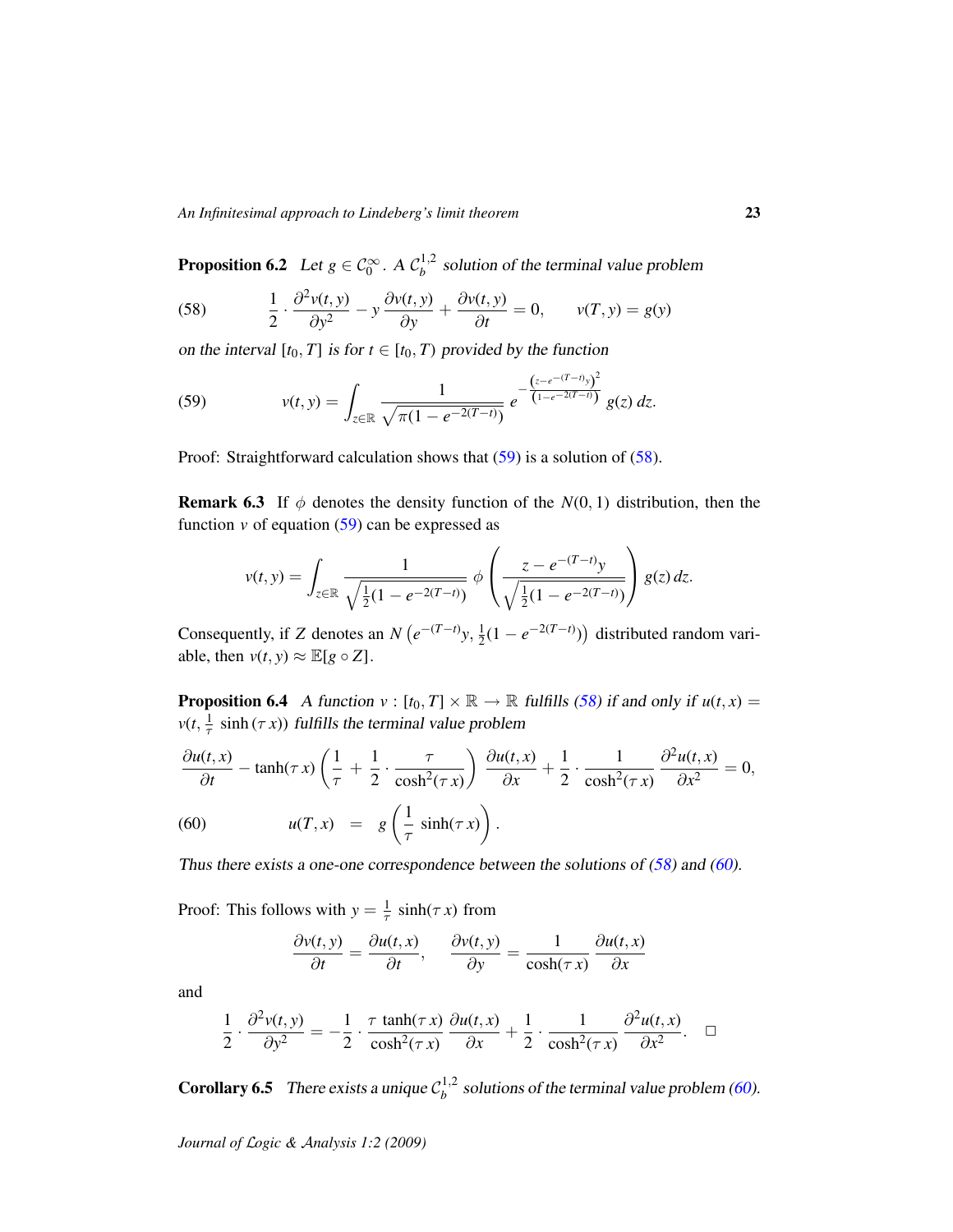**Proposition 6.2** *Let $g \in \mathcal{C}_0^\infty$. A $\mathcal{C}_b^{1,2}$ solution of the terminal value problem*

$$\frac{1}{2} \cdot \frac{\partial^2 v(t,y)}{\partial y^2} - y\,\frac{\partial v(t,y)}{\partial y} + \frac{\partial v(t,y)}{\partial t} = 0, \qquad v(T,y) = g(y) \tag{58}$$

*on the interval $[t_0, T]$ is for $t \in [t_0, T)$ provided by the function*

$$v(t,y) = \int_{z\in\mathbb{R}} \frac{1}{\sqrt{\pi(1-e^{-2(T-t)})}}\, e^{-\frac{\left(z-e^{-(T-t)}y\right)^2}{\left(1-e^{-2(T-t)}\right)}}\, g(z)\, dz. \tag{59}$$

Proof: Straightforward calculation shows that (59) is a solution of (58).

**Remark 6.3** If $\phi$ denotes the density function of the $N(0,1)$ distribution, then the function $v$ of equation (59) can be expressed as

$$v(t,y) = \int_{z\in\mathbb{R}} \frac{1}{\sqrt{\frac{1}{2}(1-e^{-2(T-t)})}}\, \phi\left(\frac{z-e^{-(T-t)}y}{\sqrt{\frac{1}{2}(1-e^{-2(T-t)})}}\right) g(z)\, dz.$$

Consequently, if $Z$ denotes an $N\left(e^{-(T-t)}y, \frac{1}{2}(1-e^{-2(T-t)})\right)$ distributed random variable, then $v(t,y) \approx \mathbb{E}[g \circ Z]$.

**Proposition 6.4** *A function $v : [t_0, T] \times \mathbb{R} \to \mathbb{R}$ fulfills (58) if and only if $u(t,x) = v(t, \frac{1}{\tau}\sinh(\tau x))$ fulfills the terminal value problem*

$$\frac{\partial u(t,x)}{\partial t} - \tanh(\tau x)\left(\frac{1}{\tau} + \frac{1}{2}\cdot\frac{\tau}{\cosh^2(\tau x)}\right)\frac{\partial u(t,x)}{\partial x} + \frac{1}{2}\cdot\frac{1}{\cosh^2(\tau x)}\frac{\partial^2 u(t,x)}{\partial x^2} = 0,$$

$$u(T,x) \;=\; g\left(\frac{1}{\tau}\sinh(\tau x)\right). \tag{60}$$

*Thus there exists a one-one correspondence between the solutions of (58) and (60).*

Proof: This follows with $y = \frac{1}{\tau}\sinh(\tau x)$ from

$$\frac{\partial v(t,y)}{\partial t} = \frac{\partial u(t,x)}{\partial t}, \qquad \frac{\partial v(t,y)}{\partial y} = \frac{1}{\cosh(\tau x)}\frac{\partial u(t,x)}{\partial x}$$

and

$$\frac{1}{2}\cdot\frac{\partial^2 v(t,y)}{\partial y^2} = -\frac{1}{2}\cdot\frac{\tau\tanh(\tau x)}{\cosh^2(\tau x)}\frac{\partial u(t,x)}{\partial x} + \frac{1}{2}\cdot\frac{1}{\cosh^2(\tau x)}\frac{\partial^2 u(t,x)}{\partial x^2}. \qquad \square$$

**Corollary 6.5** *There exists a unique $\mathcal{C}_b^{1,2}$ solutions of the terminal value problem (60).*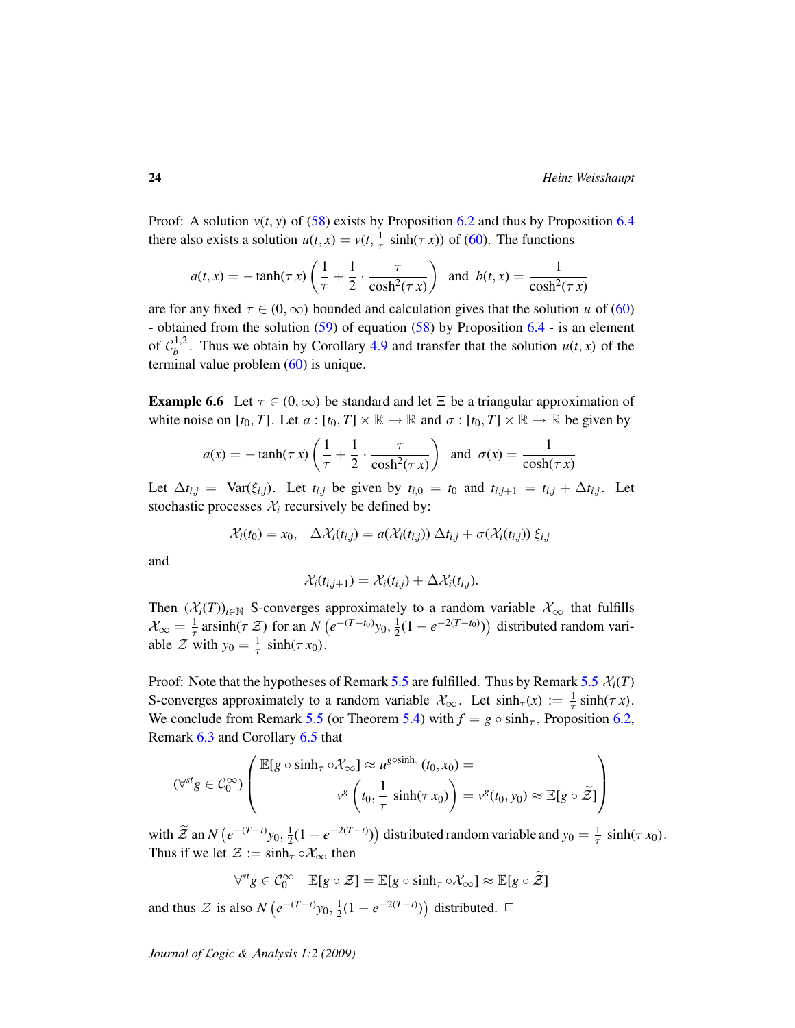Proof: A solution $v(t,y)$ of (58) exists by Proposition 6.2 and thus by Proposition 6.4 there also exists a solution $u(t,x) = v(t, \frac{1}{\tau}\, \sinh(\tau\, x))$ of (60). The functions

$$a(t,x) = -\tanh(\tau\, x)\left(\frac{1}{\tau} + \frac{1}{2}\cdot\frac{\tau}{\cosh^2(\tau\, x)}\right) \quad \text{and} \quad b(t,x) = \frac{1}{\cosh^2(\tau\, x)}$$

are for any fixed $\tau \in (0,\infty)$ bounded and calculation gives that the solution $u$ of (60) - obtained from the solution (59) of equation (58) by Proposition 6.4 - is an element of $\mathcal{C}_b^{1,2}$. Thus we obtain by Corollary 4.9 and transfer that the solution $u(t,x)$ of the terminal value problem (60) is unique.

**Example 6.6** Let $\tau \in (0,\infty)$ be standard and let $\Xi$ be a triangular approximation of white noise on $[t_0, T]$. Let $a : [t_0,T] \times \mathbb{R} \to \mathbb{R}$ and $\sigma : [t_0,T] \times \mathbb{R} \to \mathbb{R}$ be given by

$$a(x) = -\tanh(\tau\, x)\left(\frac{1}{\tau} + \frac{1}{2}\cdot\frac{\tau}{\cosh^2(\tau\, x)}\right) \quad \text{and} \quad \sigma(x) = \frac{1}{\cosh(\tau\, x)}$$

Let $\Delta t_{i,j} = \operatorname{Var}(\xi_{i,j})$. Let $t_{i,j}$ be given by $t_{i,0} = t_0$ and $t_{i,j+1} = t_{i,j} + \Delta t_{i,j}$. Let stochastic processes $\mathcal{X}_i$ recursively be defined by:

$$\mathcal{X}_i(t_0) = x_0, \quad \Delta\mathcal{X}_i(t_{i,j}) = a(\mathcal{X}_i(t_{i,j}))\, \Delta t_{i,j} + \sigma(\mathcal{X}_i(t_{i,j}))\, \xi_{i,j}$$

and

$$\mathcal{X}_i(t_{i,j+1}) = \mathcal{X}_i(t_{i,j}) + \Delta\mathcal{X}_i(t_{i,j}).$$

Then $(\mathcal{X}_i(T))_{i\in\mathbb{N}}$ S-converges approximately to a random variable $\mathcal{X}_\infty$ that fulfills $\mathcal{X}_\infty = \frac{1}{\tau}\operatorname{arsinh}(\tau\, \mathcal{Z})$ for an $N\left(e^{-(T-t_0)}y_0, \frac{1}{2}(1-e^{-2(T-t_0)})\right)$ distributed random variable $\mathcal{Z}$ with $y_0 = \frac{1}{\tau}\, \sinh(\tau\, x_0)$.

Proof: Note that the hypotheses of Remark 5.5 are fulfilled. Thus by Remark 5.5 $\mathcal{X}_i(T)$ S-converges approximately to a random variable $\mathcal{X}_\infty$. Let $\sinh_\tau(x) := \frac{1}{\tau}\sinh(\tau\, x)$. We conclude from Remark 5.5 (or Theorem 5.4) with $f = g \circ \sinh_\tau$, Proposition 6.2, Remark 6.3 and Corollary 6.5 that

$$(\forall^{st} g \in \mathcal{C}_0^\infty)\left(\begin{array}{l} \mathbb{E}[g \circ \sinh_\tau \circ \mathcal{X}_\infty] \approx u^{g\circ\sinh_\tau}(t_0,x_0) = \\ \qquad\qquad v^g\left(t_0, \dfrac{1}{\tau}\, \sinh(\tau\, x_0)\right) = v^g(t_0,y_0) \approx \mathbb{E}[g \circ \widetilde{\mathcal{Z}}] \end{array}\right)$$

with $\widetilde{\mathcal{Z}}$ an $N\left(e^{-(T-t)}y_0, \frac{1}{2}(1-e^{-2(T-t)})\right)$ distributed random variable and $y_0 = \frac{1}{\tau}\, \sinh(\tau\, x_0)$. Thus if we let $\mathcal{Z} := \sinh_\tau \circ \mathcal{X}_\infty$ then

$$\forall^{st} g \in \mathcal{C}_0^\infty \quad \mathbb{E}[g \circ \mathcal{Z}] = \mathbb{E}[g \circ \sinh_\tau \circ \mathcal{X}_\infty] \approx \mathbb{E}[g \circ \widetilde{\mathcal{Z}}]$$

and thus $\mathcal{Z}$ is also $N\left(e^{-(T-t)}y_0, \frac{1}{2}(1-e^{-2(T-t)})\right)$ distributed. □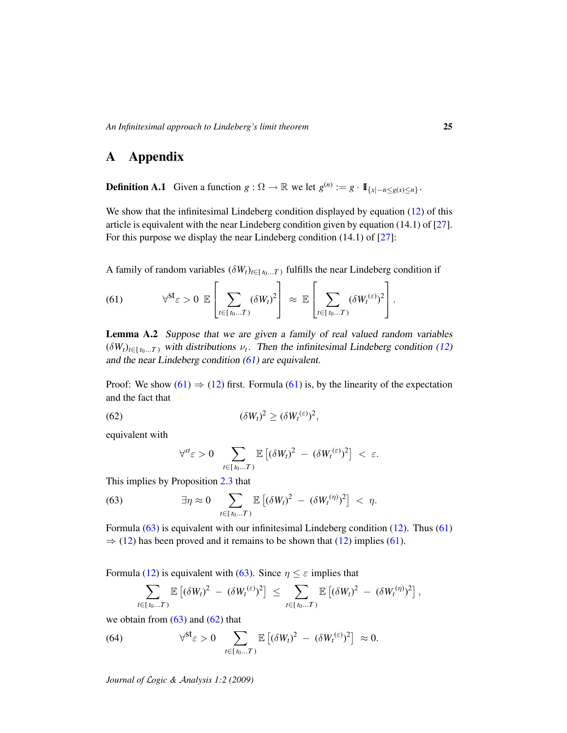# A Appendix

**Definition A.1** Given a function $g : \Omega \to \mathbb{R}$ we let $g^{(n)} := g \cdot \mathbb{1}_{\{x | -n \leq g(x) \leq n\}}$.

We show that the infinitesimal Lindeberg condition displayed by equation (12) of this article is equivalent with the near Lindeberg condition given by equation (14.1) of [27]. For this purpose we display the near Lindeberg condition (14.1) of [27]:

A family of random variables $(\delta W_t)_{t \in [\, t_0 \ldots T\,)}$ fulfills the near Lindeberg condition if

$$\forall^{\mathrm{st}} \varepsilon > 0 \;\; \mathbb{E}\left[ \sum_{t \in [\, t_0 \ldots T\,)} (\delta W_t)^2 \right] \approx \mathbb{E}\left[ \sum_{t \in [\, t_0 \ldots T\,)} ({\delta W_t}^{(\varepsilon)})^2 \right]. \tag{61}$$

**Lemma A.2** *Suppose that we are given a family of real valued random variables $(\delta W_t)_{t \in [\, t_0 \ldots T\,)}$ with distributions $\nu_t$. Then the infinitesimal Lindeberg condition (12) and the near Lindeberg condition (61) are equivalent.*

Proof: We show (61) $\Rightarrow$ (12) first. Formula (61) is, by the linearity of the expectation and the fact that

$$(\delta W_t)^2 \geq ({\delta W_t}^{(\varepsilon)})^2, \tag{62}$$

equivalent with

$$\forall^{st} \varepsilon > 0 \quad \sum_{t \in [\, t_0 \ldots T\,)} \mathbb{E}\left[ (\delta W_t)^2 \; - \; ({\delta W_t}^{(\varepsilon)})^2 \right] \; < \; \varepsilon.$$

This implies by Proposition 2.3 that

$$\exists \eta \approx 0 \quad \sum_{t \in [\, t_0 \ldots T\,)} \mathbb{E}\left[ (\delta W_t)^2 \; - \; ({\delta W_t}^{(\eta)})^2 \right] \; < \; \eta. \tag{63}$$

Formula (63) is equivalent with our infinitesimal Lindeberg condition (12). Thus (61) $\Rightarrow$ (12) has been proved and it remains to be shown that (12) implies (61).

Formula (12) is equivalent with (63). Since $\eta \leq \varepsilon$ implies that

$$\sum_{t \in [\, t_0 \ldots T\,)} \mathbb{E}\left[ (\delta W_t)^2 \; - \; ({\delta W_t}^{(\varepsilon)})^2 \right] \; \leq \; \sum_{t \in [\, t_0 \ldots T\,)} \mathbb{E}\left[ (\delta W_t)^2 \; - \; ({\delta W_t}^{(\eta)})^2 \right],$$

we obtain from (63) and (62) that

$$\forall^{\mathrm{st}} \varepsilon > 0 \quad \sum_{t \in [\, t_0 \ldots T\,)} \mathbb{E}\left[ (\delta W_t)^2 \; - \; ({\delta W_t}^{(\varepsilon)})^2 \right] \; \approx 0. \tag{64}$$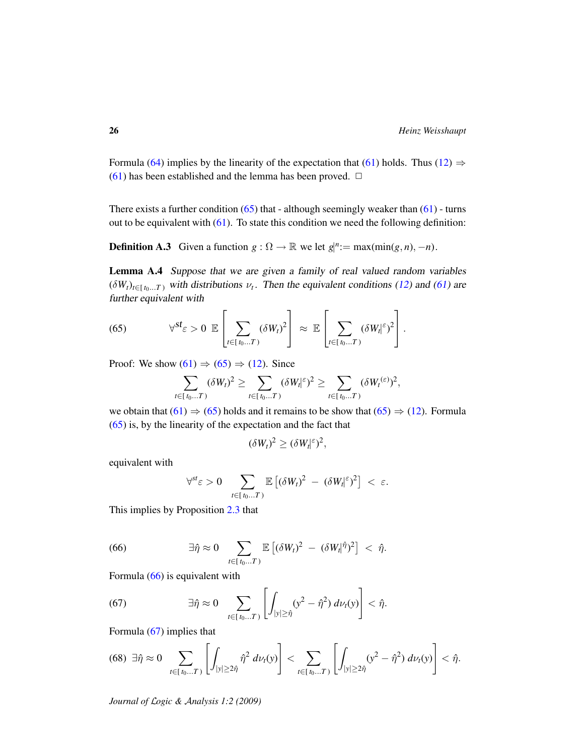Formula (64) implies by the linearity of the expectation that (61) holds. Thus (12) $\Rightarrow$ (61) has been established and the lemma has been proved. $\square$

There exists a further condition (65) that - although seemingly weaker than (61) - turns out to be equivalent with (61). To state this condition we need the following definition:

**Definition A.3** Given a function $g : \Omega \to \mathbb{R}$ we let $g|^n := \max(\min(g, n), -n)$.

**Lemma A.4** *Suppose that we are given a family of real valued random variables* $(\delta W_t)_{t \in [\,t_0 \ldots T\,)}$ *with distributions* $\nu_t$*. Then the equivalent conditions (12) and (61) are further equivalent with*

$$\forall^{st} \varepsilon > 0 \;\; \mathbb{E}\left[\sum_{t \in [\,t_0 \ldots T\,)} (\delta W_t)^2\right] \approx \mathbb{E}\left[\sum_{t \in [\,t_0 \ldots T\,)} (\delta W_t|^{\varepsilon})^2\right]. \tag{65}$$

Proof: We show (61) $\Rightarrow$ (65) $\Rightarrow$ (12). Since

$$\sum_{t \in [\,t_0 \ldots T\,)} (\delta W_t)^2 \geq \sum_{t \in [\,t_0 \ldots T\,)} (\delta W_t|^{\varepsilon})^2 \geq \sum_{t \in [\,t_0 \ldots T\,)} (\delta W_t{}^{(\varepsilon)})^2,$$

we obtain that (61) $\Rightarrow$ (65) holds and it remains to be show that (65) $\Rightarrow$ (12). Formula (65) is, by the linearity of the expectation and the fact that

$$(\delta W_t)^2 \geq (\delta W_t|^{\varepsilon})^2,$$

equivalent with

$$\forall^{st} \varepsilon > 0 \quad \sum_{t \in [\,t_0 \ldots T\,)} \mathbb{E}\left[(\delta W_t)^2 \; - \; (\delta W_t|^{\varepsilon})^2\right] \; < \; \varepsilon.$$

This implies by Proposition 2.3 that

$$\exists \hat{\eta} \approx 0 \quad \sum_{t \in [\,t_0 \ldots T\,)} \mathbb{E}\left[(\delta W_t)^2 \; - \; (\delta W_t|^{\hat{\eta}})^2\right] \; < \; \hat{\eta}. \tag{66}$$

Formula (66) is equivalent with

$$\exists \hat{\eta} \approx 0 \quad \sum_{t \in [\,t_0 \ldots T\,)} \left[\int_{|y| \geq \hat{\eta}} (y^2 - \hat{\eta}^2) \, d\nu_t(y)\right] < \hat{\eta}. \tag{67}$$

Formula (67) implies that

$$\exists \hat{\eta} \approx 0 \quad \sum_{t \in [\,t_0 \ldots T\,)} \left[\int_{|y| \geq 2\hat{\eta}} \hat{\eta}^2 \, d\nu_t(y)\right] < \sum_{t \in [\,t_0 \ldots T\,)} \left[\int_{|y| \geq 2\hat{\eta}} (y^2 - \hat{\eta}^2) \, d\nu_t(y)\right] < \hat{\eta}. \tag{68}$$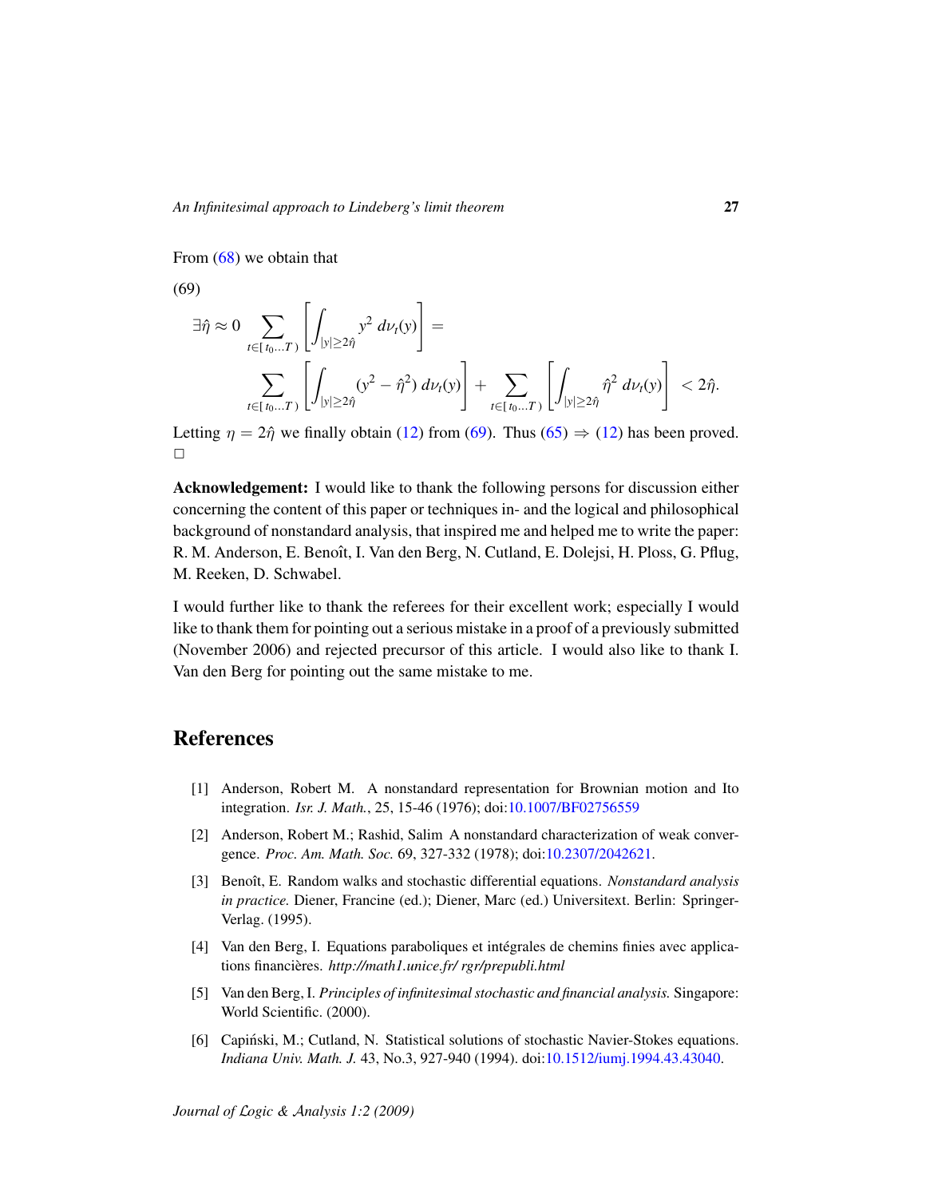From (68) we obtain that

(69)

$$
\exists \hat{\eta} \approx 0 \sum_{t \in [\, t_0 \ldots T\,)} \left[ \int_{|y| \geq 2\hat{\eta}} y^2 \, d\nu_t(y) \right] =
$$

$$
\sum_{t \in [\, t_0 \ldots T\,)} \left[ \int_{|y| \geq 2\hat{\eta}} (y^2 - \hat{\eta}^2) \, d\nu_t(y) \right] + \sum_{t \in [\, t_0 \ldots T\,)} \left[ \int_{|y| \geq 2\hat{\eta}} \hat{\eta}^2 \, d\nu_t(y) \right] < 2\hat{\eta}.
$$

Letting $\eta = 2\hat{\eta}$ we finally obtain (12) from (69). Thus (65) $\Rightarrow$ (12) has been proved. □

**Acknowledgement:** I would like to thank the following persons for discussion either concerning the content of this paper or techniques in- and the logical and philosophical background of nonstandard analysis, that inspired me and helped me to write the paper: R. M. Anderson, E. Benoît, I. Van den Berg, N. Cutland, E. Dolejsi, H. Ploss, G. Pflug, M. Reeken, D. Schwabel.

I would further like to thank the referees for their excellent work; especially I would like to thank them for pointing out a serious mistake in a proof of a previously submitted (November 2006) and rejected precursor of this article. I would also like to thank I. Van den Berg for pointing out the same mistake to me.

## References

[1] Anderson, Robert M. A nonstandard representation for Brownian motion and Ito integration. *Isr. J. Math.*, 25, 15-46 (1976); doi:10.1007/BF02756559

[2] Anderson, Robert M.; Rashid, Salim A nonstandard characterization of weak convergence. *Proc. Am. Math. Soc.* 69, 327-332 (1978); doi:10.2307/2042621.

[3] Benoît, E. Random walks and stochastic differential equations. *Nonstandard analysis in practice.* Diener, Francine (ed.); Diener, Marc (ed.) Universitext. Berlin: Springer-Verlag. (1995).

[4] Van den Berg, I. Equations paraboliques et intégrales de chemins finies avec applications financières. *http://math1.unice.fr/ rgr/prepubli.html*

[5] Van den Berg, I. *Principles of infinitesimal stochastic and financial analysis.* Singapore: World Scientific. (2000).

[6] Capiński, M.; Cutland, N. Statistical solutions of stochastic Navier-Stokes equations. *Indiana Univ. Math. J.* 43, No.3, 927-940 (1994). doi:10.1512/iumj.1994.43.43040.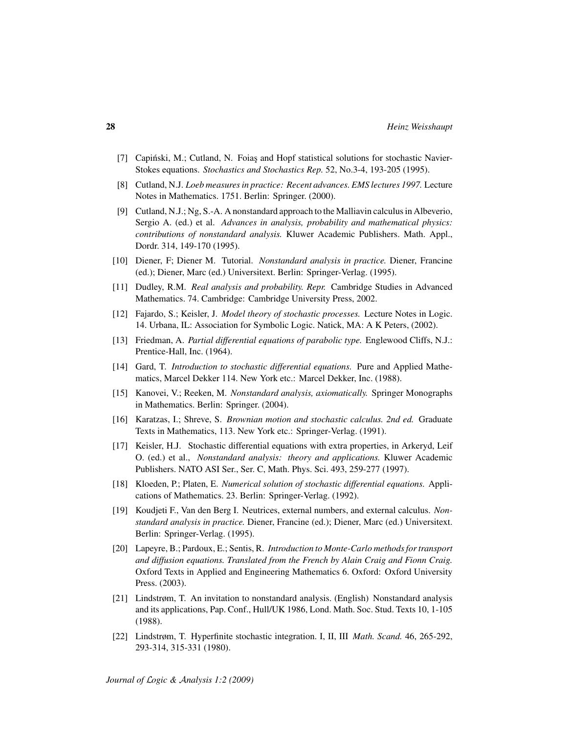[7] Capiński, M.; Cutland, N. Foiaş and Hopf statistical solutions for stochastic Navier-Stokes equations. *Stochastics and Stochastics Rep.* 52, No.3-4, 193-205 (1995).

[8] Cutland, N.J. *Loeb measures in practice: Recent advances. EMS lectures 1997.* Lecture Notes in Mathematics. 1751. Berlin: Springer. (2000).

[9] Cutland, N.J.; Ng, S.-A. A nonstandard approach to the Malliavin calculus in Albeverio, Sergio A. (ed.) et al. *Advances in analysis, probability and mathematical physics: contributions of nonstandard analysis.* Kluwer Academic Publishers. Math. Appl., Dordr. 314, 149-170 (1995).

[10] Diener, F; Diener M. Tutorial. *Nonstandard analysis in practice.* Diener, Francine (ed.); Diener, Marc (ed.) Universitext. Berlin: Springer-Verlag. (1995).

[11] Dudley, R.M. *Real analysis and probability. Repr.* Cambridge Studies in Advanced Mathematics. 74. Cambridge: Cambridge University Press, 2002.

[12] Fajardo, S.; Keisler, J. *Model theory of stochastic processes.* Lecture Notes in Logic. 14. Urbana, IL: Association for Symbolic Logic. Natick, MA: A K Peters, (2002).

[13] Friedman, A. *Partial differential equations of parabolic type.* Englewood Cliffs, N.J.: Prentice-Hall, Inc. (1964).

[14] Gard, T. *Introduction to stochastic differential equations.* Pure and Applied Mathematics, Marcel Dekker 114. New York etc.: Marcel Dekker, Inc. (1988).

[15] Kanovei, V.; Reeken, M. *Nonstandard analysis, axiomatically.* Springer Monographs in Mathematics. Berlin: Springer. (2004).

[16] Karatzas, I.; Shreve, S. *Brownian motion and stochastic calculus. 2nd ed.* Graduate Texts in Mathematics, 113. New York etc.: Springer-Verlag. (1991).

[17] Keisler, H.J. Stochastic differential equations with extra properties, in Arkeryd, Leif O. (ed.) et al., *Nonstandard analysis: theory and applications.* Kluwer Academic Publishers. NATO ASI Ser., Ser. C, Math. Phys. Sci. 493, 259-277 (1997).

[18] Kloeden, P.; Platen, E. *Numerical solution of stochastic differential equations.* Applications of Mathematics. 23. Berlin: Springer-Verlag. (1992).

[19] Koudjeti F., Van den Berg I. Neutrices, external numbers, and external calculus. *Nonstandard analysis in practice.* Diener, Francine (ed.); Diener, Marc (ed.) Universitext. Berlin: Springer-Verlag. (1995).

[20] Lapeyre, B.; Pardoux, E.; Sentis, R. *Introduction to Monte-Carlo methods for transport and diffusion equations. Translated from the French by Alain Craig and Fionn Craig.* Oxford Texts in Applied and Engineering Mathematics 6. Oxford: Oxford University Press. (2003).

[21] Lindstrøm, T. An invitation to nonstandard analysis. (English) Nonstandard analysis and its applications, Pap. Conf., Hull/UK 1986, Lond. Math. Soc. Stud. Texts 10, 1-105 (1988).

[22] Lindstrøm, T. Hyperfinite stochastic integration. I, II, III *Math. Scand.* 46, 265-292, 293-314, 315-331 (1980).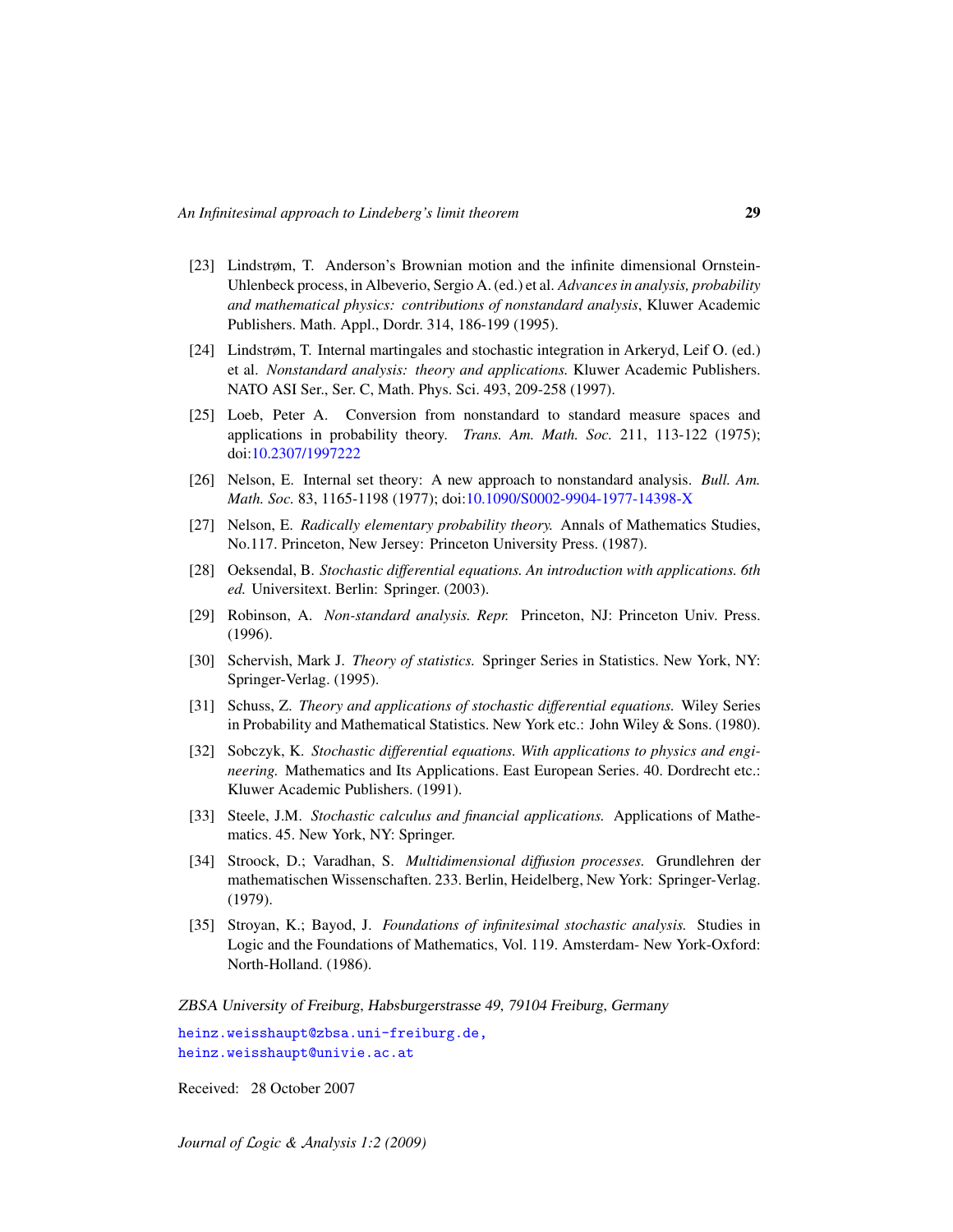[23] Lindstrøm, T. Anderson's Brownian motion and the infinite dimensional Ornstein-Uhlenbeck process, in Albeverio, Sergio A. (ed.) et al. *Advances in analysis, probability and mathematical physics: contributions of nonstandard analysis*, Kluwer Academic Publishers. Math. Appl., Dordr. 314, 186-199 (1995).

[24] Lindstrøm, T. Internal martingales and stochastic integration in Arkeryd, Leif O. (ed.) et al. *Nonstandard analysis: theory and applications.* Kluwer Academic Publishers. NATO ASI Ser., Ser. C, Math. Phys. Sci. 493, 209-258 (1997).

[25] Loeb, Peter A. Conversion from nonstandard to standard measure spaces and applications in probability theory. *Trans. Am. Math. Soc.* 211, 113-122 (1975); doi:10.2307/1997222

[26] Nelson, E. Internal set theory: A new approach to nonstandard analysis. *Bull. Am. Math. Soc.* 83, 1165-1198 (1977); doi:10.1090/S0002-9904-1977-14398-X

[27] Nelson, E. *Radically elementary probability theory.* Annals of Mathematics Studies, No.117. Princeton, New Jersey: Princeton University Press. (1987).

[28] Oeksendal, B. *Stochastic differential equations. An introduction with applications. 6th ed.* Universitext. Berlin: Springer. (2003).

[29] Robinson, A. *Non-standard analysis. Repr.* Princeton, NJ: Princeton Univ. Press. (1996).

[30] Schervish, Mark J. *Theory of statistics.* Springer Series in Statistics. New York, NY: Springer-Verlag. (1995).

[31] Schuss, Z. *Theory and applications of stochastic differential equations.* Wiley Series in Probability and Mathematical Statistics. New York etc.: John Wiley & Sons. (1980).

[32] Sobczyk, K. *Stochastic differential equations. With applications to physics and engineering.* Mathematics and Its Applications. East European Series. 40. Dordrecht etc.: Kluwer Academic Publishers. (1991).

[33] Steele, J.M. *Stochastic calculus and financial applications.* Applications of Mathematics. 45. New York, NY: Springer.

[34] Stroock, D.; Varadhan, S. *Multidimensional diffusion processes.* Grundlehren der mathematischen Wissenschaften. 233. Berlin, Heidelberg, New York: Springer-Verlag. (1979).

[35] Stroyan, K.; Bayod, J. *Foundations of infinitesimal stochastic analysis.* Studies in Logic and the Foundations of Mathematics, Vol. 119. Amsterdam- New York-Oxford: North-Holland. (1986).

*ZBSA University of Freiburg, Habsburgerstrasse 49, 79104 Freiburg, Germany*

heinz.weisshaupt@zbsa.uni-freiburg.de,
heinz.weisshaupt@univie.ac.at

Received: 28 October 2007